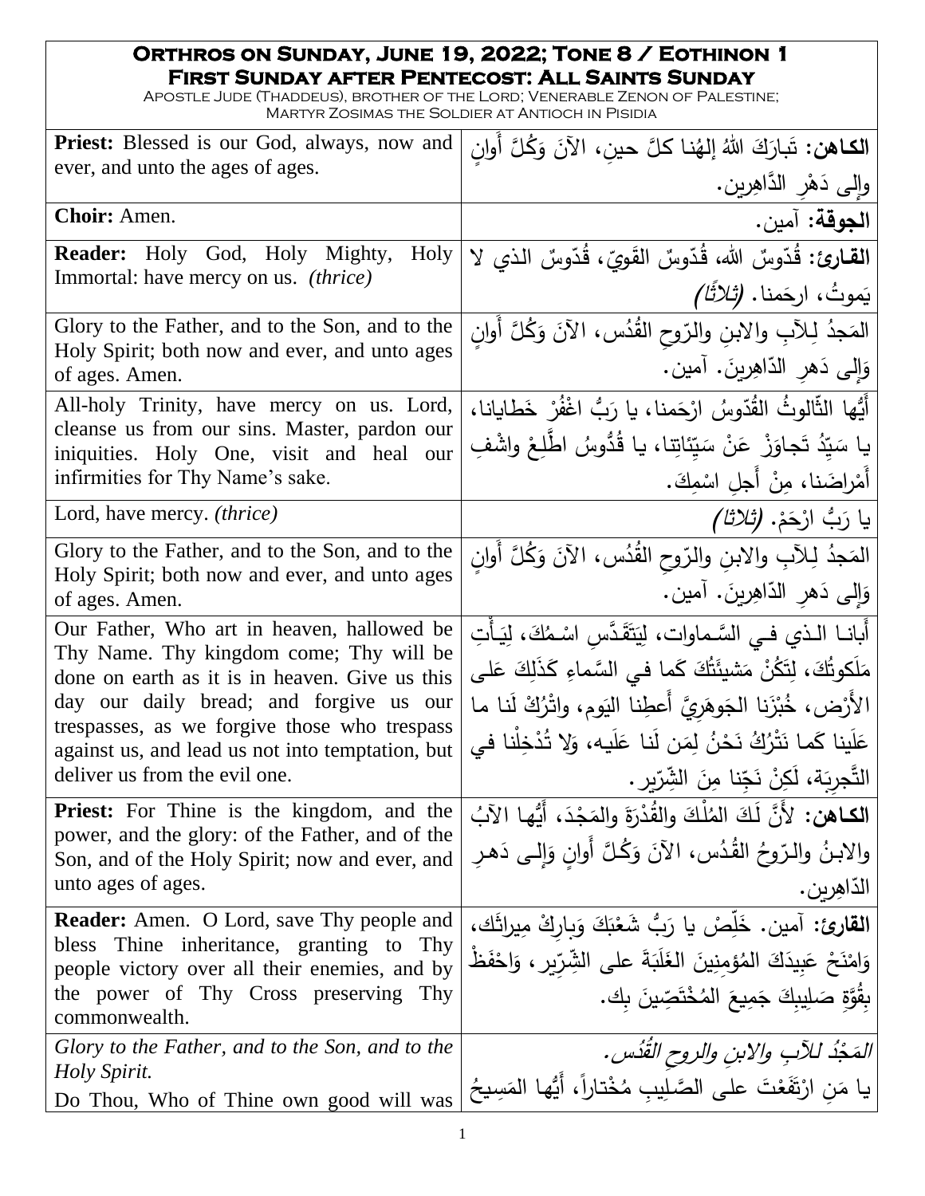# Orthros on Sunday, June 19, 2022; Tone 8 / Eothinon 1

## First Sunday after Pentecost: All Saints Sunday

Apostle Jude (Thaddeus), brother of the Lord; Venerable Zenon of Palestine; Martyr Zosimas the Soldier at Antioch in Pisidia

| English | Arabic |
|---|---|
| **Priest:** Blessed is our God, always, now and ever, and unto the ages of ages. | **الكاهن:** تَبارَكَ اللهُ إلهُنا كلَّ حينٍ، الآنَ وَكُلَّ أَوانٍ وإلى دَهْرِ الدَّاهِرين. |
| **Choir:** Amen. | **الجوقة:** آمين. |
| **Reader:** Holy God, Holy Mighty, Holy Immortal: have mercy on us. *(thrice)* | **القارئ:** قُدّوسٌ الله، قُدّوسٌ القَوِيّ، قُدّوسٌ الذي لا يَموتُ، ارحَمنا. *(ثلاثًا)* |
| Glory to the Father, and to the Son, and to the Holy Spirit; both now and ever, and unto ages of ages. Amen. | المَجدُ لِلآبِ والابنِ والرّوحِ القُدُس، الآنَ وَكُلَّ أَوانٍ وَإِلى دَهرِ الدّاهِرينَ. آمين. |
| All-holy Trinity, have mercy on us. Lord, cleanse us from our sins. Master, pardon our iniquities. Holy One, visit and heal our infirmities for Thy Name's sake. | أَيُّها الثَّالوثُ القُدّوسُ ارْحَمنا، يا رَبُّ اغْفُرْ خَطايانا، يا سَيِّدُ تَجاوَزْ عَنْ سَيِّئاتِنا، يا قُدُّوسُ اطَّلِعْ واشْفِ أَمْراضَنا، مِنْ أَجلِ اسْمِكَ. |
| Lord, have mercy. *(thrice)* | يا رَبُّ ارْحَمْ. *(ثلاثا)* |
| Glory to the Father, and to the Son, and to the Holy Spirit; both now and ever, and unto ages of ages. Amen. | المَجدُ لِلآبِ والابنِ والرّوحِ القُدُس، الآنَ وَكُلَّ أَوانٍ وَإِلى دَهرِ الدّاهِرينَ. آمين. |
| Our Father, Who art in heaven, hallowed be Thy Name. Thy kingdom come; Thy will be done on earth as it is in heaven. Give us this day our daily bread; and forgive us our trespasses, as we forgive those who trespass against us, and lead us not into temptation, but deliver us from the evil one. | أَبانا الذي في السَّماوات، لِيَتَقَدَّسِ اسْمُكَ، لِيَأْتِ مَلَكوتُكَ، لِتَكُنْ مَشيئَتُكَ كَما في السَّماءِ كَذَلِكَ عَلى الأَرْض، خُبْزَنا الجَوهَرِيَّ أَعطِنا اليَوم، واتْرُكْ لَنا ما عَلَينا كَما نَتْرُكُ نَحْنُ لِمَن لَنا عَلَيه، وَلا تُدْخِلْنا في التَّجرِبَة، لَكِنْ نَجِّنا مِنَ الشِّرّير. |
| **Priest:** For Thine is the kingdom, and the power, and the glory: of the Father, and of the Son, and of the Holy Spirit; now and ever, and unto ages of ages. | **الكاهن:** لأَنَّ لَكَ المُلْكَ والقُدْرَةَ والمَجْدَ، أَيُّها الآبُ والابنُ والرّوحُ القُدُس، الآنَ وَكُلَّ أَوانٍ وَإِلى دَهرِ الدّاهِرين. |
| **Reader:** Amen. O Lord, save Thy people and bless Thine inheritance, granting to Thy people victory over all their enemies, and by the power of Thy Cross preserving Thy commonwealth. | **القارئ:** آمين. خَلِّصْ يا رَبُّ شَعْبَكَ وَبارِكْ ميراثَك، وَامْنَحْ عَبِيدَكَ المُؤمِنينَ الغَلَبَةَ على الشِّرّير، وَاحْفَظْ بِقُوَّةِ صَليبِكَ جَميعَ المُخْتَصِّينَ بِك. |
| *Glory to the Father, and to the Son, and to the Holy Spirit.*<br>Do Thou, Who of Thine own good will was | *المَجْدُ للآبِ والابنِ والروحِ القُدُس.*<br>يا مَنِ ارْتَفَعْتَ على الصَّليبِ مُخْتاراً، أَيُّها المَسيحُ |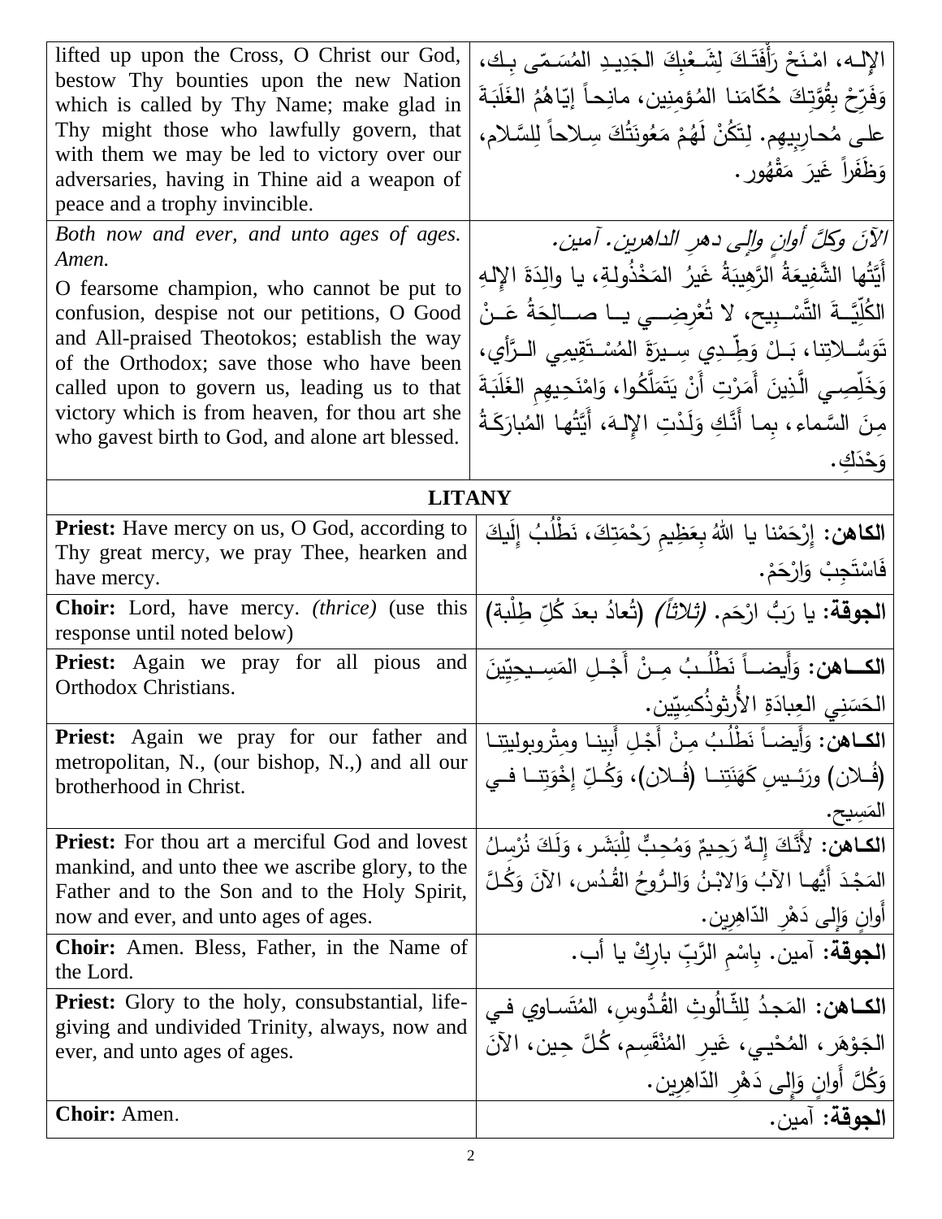| | |
|---|---|
| lifted up upon the Cross, O Christ our God, bestow Thy bounties upon the new Nation which is called by Thy Name; make glad in Thy might those who lawfully govern, that with them we may be led to victory over our adversaries, having in Thine aid a weapon of peace and a trophy invincible. | الإلـه، امْنَحْ رَأْفَتَكَ لِشَـعْبِكَ الجَدِيـدِ المُسَـمّى بِـك، وَفَرِّحْ بِقُوَّتِكَ حُكّامَنا المُؤمِنين، مانِحاً إيّاهُمُ الغَلَبَةَ على مُحارِبِيهِم. لِتَكُنْ لَهُمْ مَعُونَتُكَ سِلاحاً لِلسَّلام، وَظَفَراً غَيرَ مَقْهُور. |
| *Both now and ever, and unto ages of ages. Amen.*<br>O fearsome champion, who cannot be put to confusion, despise not our petitions, O Good and All-praised Theotokos; establish the way of the Orthodox; save those who have been called upon to govern us, leading us to that victory which is from heaven, for thou art she who gavest birth to God, and alone art blessed. | *الآنَ وكلَّ أوانٍ وإلى دهرِ الداهرين. آمين.*<br>أَيَّتُها الشَّفِيعَةُ الرَّهِيبَةُ غَيرُ المَخْذُولَةِ، يا والِدَةَ الإلهِ الكُلِّيَّـةَ التَّسْـبِيح، لا تُعْرِضِـي يـا صـالِحَةُ عَـنْ تَوَسُّـلاتِنا، بَـلْ وَطِّـدِي سِـيرَةَ المُسْـتَقِيمِي الـرَّأي، وَخَلِّصِـي الَّذِينَ أَمَرْتِ أَنْ يَتَمَلَّكُوا، وامْنَحِيهِمِ الغَلَبَةَ مِنَ السَّماء، بِما أَنَّكِ وَلَدْتِ الإلـهَ، أَيَّتُها المُبارَكَةُ وَحْدَكِ. |

## LITANY

| | |
|---|---|
| **Priest:** Have mercy on us, O God, according to Thy great mercy, we pray Thee, hearken and have mercy. | **الكاهن:** إرْحَمْنا يا اللهُ بِعَظِيمِ رَحْمَتِكَ، نَطْلُبُ إِلَيكَ فَاسْتَجِبْ وَارْحَمْ. |
| **Choir:** Lord, have mercy. *(thrice)* (use this response until noted below) | **الجوقة:** يا رَبُّ ارْحَم. *(ثلاثاً)* (تُعادُ بعدَ كُلِّ طِلْبة) |
| **Priest:** Again we pray for all pious and Orthodox Christians. | **الكـاهن:** وَأَيضـاً نَطْلُـبُ مِـنْ أَجْـلِ المَسِـيحِيّينَ الحَسَنِي العِبادَةِ الأُرثوذُكسِيِّين. |
| **Priest:** Again we pray for our father and metropolitan, N., (our bishop, N.,) and all our brotherhood in Christ. | **الكـاهن:** وَأَيضاً نَطْلُبُ مِـنْ أَجْلِ أَبِينـا ومِتْروبوليتِنـا (فُـلان) ورَئـيسِ كَهَنَتِنـا (فُـلان)، وَكُـلِّ إِخْوَتِنـا فـي المَسِيح. |
| **Priest:** For thou art a merciful God and lovest mankind, and unto thee we ascribe glory, to the Father and to the Son and to the Holy Spirit, now and ever, and unto ages of ages. | **الكـاهن:** لأَنَّكَ إِلـهٌ رَحِيمٌ وَمُحِبٌّ لِلْبَشَر، وَلَكَ نُرْسِلُ المَجْدَ أَيُّهـا الآبُ وَالابْـنُ وَالـرُّوحُ القُـدُس، الآنَ وَكُـلَّ أَوانٍ وَإِلى دَهْرِ الدّاهِرِين. |
| **Choir:** Amen. Bless, Father, in the Name of the Lord. | **الجوقة:** آمين. بِاسْمِ الرَّبِّ بارِكْ يا أب. |
| **Priest:** Glory to the holy, consubstantial, life-giving and undivided Trinity, always, now and ever, and unto ages of ages. | **الكـاهن:** المَجدُ لِلثّالُوثِ القُدُّوسِ، المُتَسـاوِي فـي الجَوْهَر، المُحْيِي، غَيرِ المُنْقَسِم، كُلَّ حِين، الآنَ وَكُلَّ أَوانٍ وَإِلى دَهْرِ الدّاهِرِين. |
| **Choir:** Amen. | **الجوقة:** آمين. |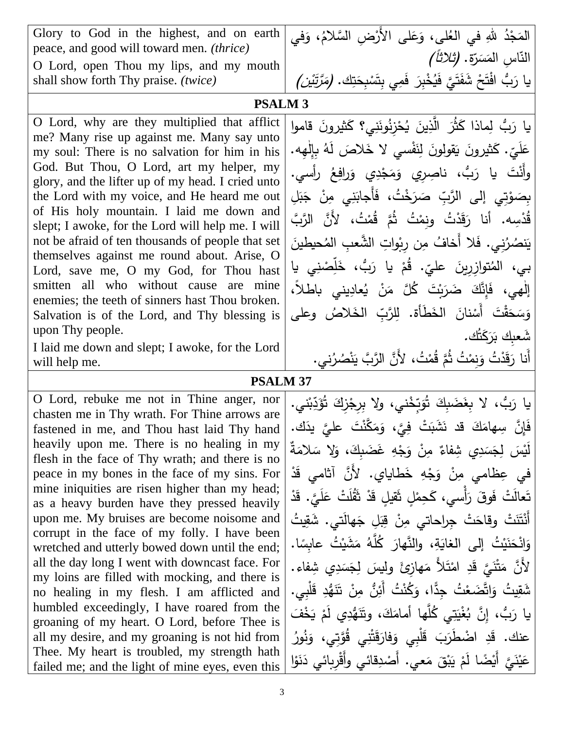| Glory to God in the highest, and on earth peace, and good will toward men. *(thrice)*<br>O Lord, open Thou my lips, and my mouth shall show forth Thy praise. *(twice)* | المَجْدُ للهِ في العُلى، وَعَلى الأَرْضِ السَّلامُ، وَفي النّاسِ المَسَرّة. *(ثلاثاً)*<br>يا رَبُّ افْتَحْ شَفَتَيَّ فَيُخْبِرَ فَمِي بِتَسْبِحَتِك. *(مَرَّتَيْن)* |
|---|---|
| **PSALM 3** | |
| O Lord, why are they multiplied that afflict me? Many rise up against me. Many say unto my soul: There is no salvation for him in his God. But Thou, O Lord, art my helper, my glory, and the lifter up of my head. I cried unto the Lord with my voice, and He heard me out of His holy mountain. I laid me down and slept; I awoke, for the Lord will help me. I will not be afraid of ten thousands of people that set themselves against me round about. Arise, O Lord, save me, O my God, for Thou hast smitten all who without cause are mine enemies; the teeth of sinners hast Thou broken. Salvation is of the Lord, and Thy blessing is upon Thy people.<br>I laid me down and slept; I awoke, for the Lord will help me. | يا رَبُّ لِماذا كَثُرَ الَّذِينَ يُحْزِنُونَنِي؟ كَثيرونَ قاموا عَلَيّ. كَثيرونَ يَقولونَ لِنَفْسي لا خَلاصَ لَهُ بِإِلٰهِه. وأَنْتَ يا رَبُّ، ناصِرِي وَمَجْدِي وَرافِعُ رأسي. بِصَوْتِي إلى الرَّبِّ صَرَخْتُ، فَأَجابَنِي مِنْ جَبَلِ قُدْسِه. أنا رَقَدْتُ ونِمْتُ ثُمَّ قُمْتُ، لأَنَّ الرَّبَّ يَنصُرُنِي. فَلا أَخافُ مِن رِبْواتِ الشَّعبِ المُحيطينَ بي، المُتوازِرِينَ عليّ. قُمْ يا رَبُّ، خَلِّصْنِي يا إلٰهي، فَإِنَّكَ ضَرَبْتَ كُلَّ مَنْ يُعادِيني باطلاً، وَسَحَقْتَ أَسْنانَ الخَطَأة. لِلرَّبِّ الخَلاصُ وعلى شَعبِكِ بَرَكَتُك.<br>أَنا رَقَدْتُ وَنِمْتُ ثُمَّ قُمْتُ، لأَنَّ الرَّبَّ يَنْصُرُني. |
| **PSALM 37** | |
| O Lord, rebuke me not in Thine anger, nor chasten me in Thy wrath. For Thine arrows are fastened in me, and Thou hast laid Thy hand heavily upon me. There is no healing in my flesh in the face of Thy wrath; and there is no peace in my bones in the face of my sins. For mine iniquities are risen higher than my head; as a heavy burden have they pressed heavily upon me. My bruises are become noisome and corrupt in the face of my folly. I have been wretched and utterly bowed down until the end; all the day long I went with downcast face. For my loins are filled with mocking, and there is no healing in my flesh. I am afflicted and humbled exceedingly, I have roared from the groaning of my heart. O Lord, before Thee is all my desire, and my groaning is not hid from Thee. My heart is troubled, my strength hath failed me; and the light of mine eyes, even this | يا رَبُّ، لا بِغَضَبِكَ تُوَبِّخْني، ولا بِرِجْزِكَ تُؤَدِّبْني. فَإِنَّ سِهامَكَ قد نَشَبَتْ فِيَّ، وَمَكَّنْتَ عليَّ يدَك. لَيْسَ لِجَسَدِي شِفاءٌ مِنْ وَجْهِ غَضَبِكَ، وَلا سَلامَةٌ في عِظامي مِنْ وَجْهِ خَطاياي. لأَنَّ آثامي قَدْ تَعالَتْ فَوقَ رَأْسِي، كَحِمْلٍ ثَقيلٍ قَدْ ثَقُلَتْ عَلَيَّ. قَدْ أَنْتَنَتْ وقاحَتْ جِراحاتي مِنْ قِبَلِ جَهالَتي. شَقِيتُ وَانْحَنَيْتُ إلى الغايَةِ، والنَّهارَ كُلَّهُ مَشَيْتُ عابِسًا. لأَنَّ مَتْنَيَّ قَدِ امْتَلأَ مَهازِئَ وليسَ لِجَسَدِي شِفاء. شَقِيتُ وَاتَّضَعْتُ جِدًّا، وَكُنْتُ أَئِنُّ مِنْ تَنَهُّدِ قَلْبِي. يا رَبُّ، إنَّ بُغْيَتِي كُلَّها أمامَكَ، وتَنَهُّدِي لَمْ يَخْفَ عنك. قَدِ اضْطَرَبَ قَلْبِي وَفارَقَتْنِي قُوَّتِي، وَنُورُ عَيْنَيَّ أَيْضًا لَمْ يَبْقَ مَعي. أَصْدِقائي وأَقْرِبائي دَنَوْا |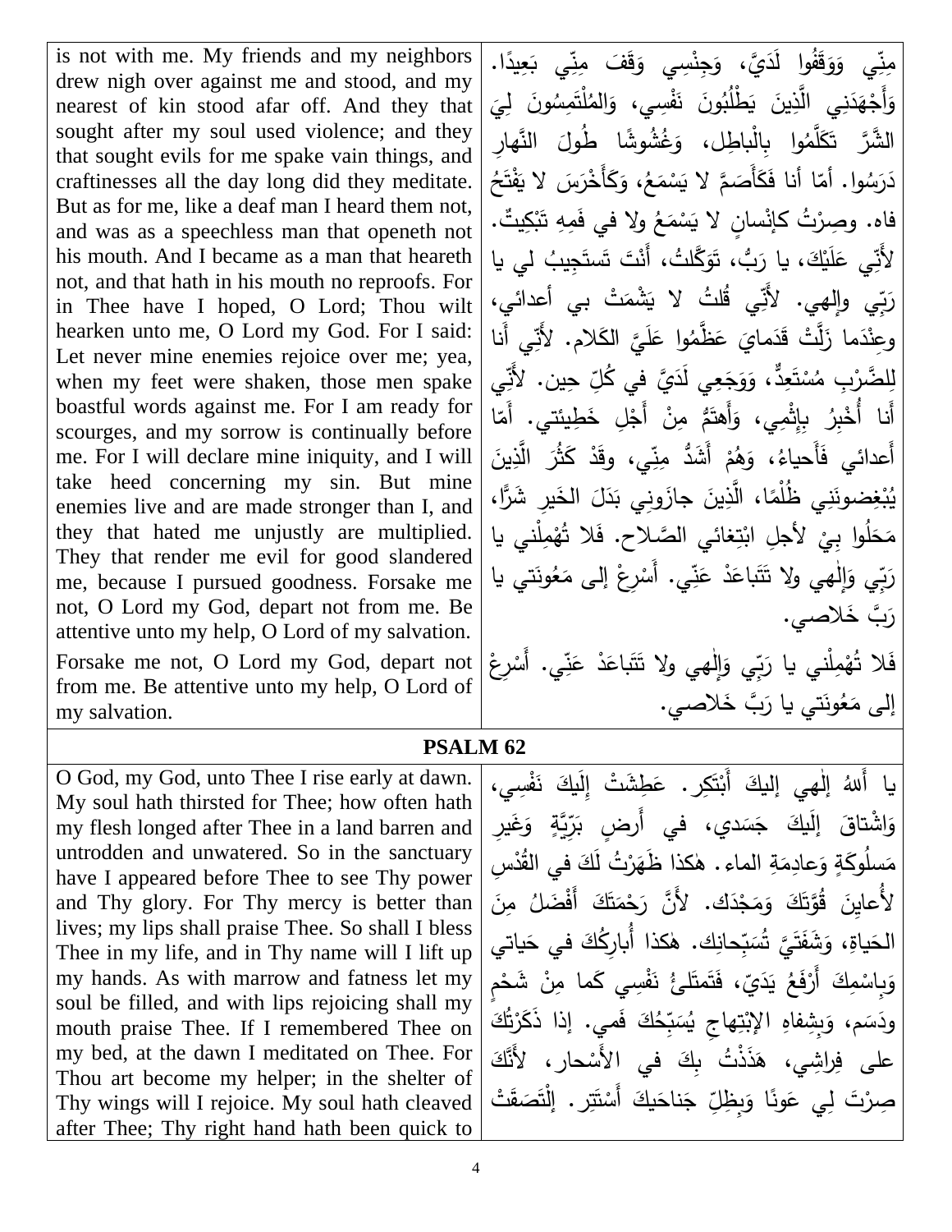| | |
|---|---|
| is not with me. My friends and my neighbors drew nigh over against me and stood, and my nearest of kin stood afar off. And they that sought after my soul used violence; and they that sought evils for me spake vain things, and craftinesses all the day long did they meditate. But as for me, like a deaf man I heard them not, and was as a speechless man that openeth not his mouth. And I became as a man that heareth not, and that hath in his mouth no reproofs. For in Thee have I hoped, O Lord; Thou wilt hearken unto me, O Lord my God. For I said: Let never mine enemies rejoice over me; yea, when my feet were shaken, those men spake boastful words against me. For I am ready for scourges, and my sorrow is continually before me. For I will declare mine iniquity, and I will take heed concerning my sin. But mine enemies live and are made stronger than I, and they that hated me unjustly are multiplied. They that render me evil for good slandered me, because I pursued goodness. Forsake me not, O Lord my God, depart not from me. Be attentive unto my help, O Lord of my salvation. | مِنِّي وَوَقَفُوا لَدَيَّ، وَجِنْسِي وَقَفَ مِنِّي بَعِيدًا. وَأَجْهَدَنِي الَّذِينَ يَطْلُبُونَ نَفْسِي، وَالمُلْتَمِسُونَ لِيَ الشَّرَّ تَكَلَّمُوا بِالْباطِلِ، وَغُشُوشًا طُولَ النَّهارِ دَرَسُوا. أمّا أنا فَكَأَصَمَّ لا يَسْمَعُ، وَكَأَخْرَسَ لا يَفْتَحُ فاه. وصِرْتُ كإِنْسانٍ لا يَسْمَعُ ولا في فَمِهِ تَبْكِيتٌ. لأَنِّي عَلَيْكَ، يا رَبُّ، تَوَكَّلتُ، أَنْتَ تَستَجِيبُ لي يا رَبّي وإلهي. لأَنّي قُلتُ لا يَشْمَتْ بي أعدائي، وعِنْدَما زَلَّتْ قَدَمايَ عَظَّمُوا عَلَيَّ الكَلام. لأنّي أنا لِلضَّرْبِ مُسْتَعِدٌّ، وَوَجَعِي لَدَيَّ في كُلِّ حِين. لأَنّي أَنا أُخْبِرُ بِإِثْمِي، وَأَهتَمُّ مِنْ أَجْلِ خَطِيئتي. أَمّا أَعدائي فَأَحياءُ، وَهُمْ أَشَدُّ مِنّي، وقَدْ كَثُرَ الَّذِينَ يُبْغِضونَنِي ظُلْمًا، الَّذِينَ جازَونِي بَدَلَ الخَيرِ شَرًّا، مَحَلُوا بِيْ لأجلِ ابْتِغائي الصَّلاح. فَلا تُهْمِلْني يا رَبّي وَإِلٰهي ولا تَتَباعَدْ عَنِّي. أَسْرِعْ إلى مَعُونَتي يا رَبَّ خَلاصي. |
| Forsake me not, O Lord my God, depart not from me. Be attentive unto my help, O Lord of my salvation. | فَلا تُهْمِلْني يا رَبّي وَإِلٰهي ولا تَتَباعَدْ عَنّي. أَسْرِعْ إلى مَعُونَتي يا رَبَّ خَلاصي. |

## PSALM 62

| | |
|---|---|
| O God, my God, unto Thee I rise early at dawn. My soul hath thirsted for Thee; how often hath my flesh longed after Thee in a land barren and untrodden and unwatered. So in the sanctuary have I appeared before Thee to see Thy power and Thy glory. For Thy mercy is better than lives; my lips shall praise Thee. So shall I bless Thee in my life, and in Thy name will I lift up my hands. As with marrow and fatness let my soul be filled, and with lips rejoicing shall my mouth praise Thee. If I remembered Thee on my bed, at the dawn I meditated on Thee. For Thou art become my helper; in the shelter of Thy wings will I rejoice. My soul hath cleaved after Thee; Thy right hand hath been quick to | يا أللهُ إلٰهي إليكَ أَبْتَكِر. عَطِشَتْ إِلَيكَ نَفْسِي، وَاشْتاقَ إِلَيكَ جَسَدي، في أَرضٍ بَرِّيَّةٍ وَغَيرِ مَسلُوكَةٍ وَعادِمَةِ الماء. هٰكذا ظَهَرْتُ لَكَ في القُدْسِ لأُعايِنَ قُوَّتَكَ وَمَجْدَك. لأَنَّ رَحْمَتَكَ أَفْضَلُ مِنَ الحَياةِ، وَشَفَتَيَّ تُسَبِّحانِك. هٰكذا أُبارِكُكَ في حَياتي وَبِاسْمِكَ أَرْفَعُ يَدَيّ، فَتَمتَلِئُ نَفْسِي كَما مِنْ شَحْمٍ ودَسَم، وَبِشِفاهِ الإبْتِهاجِ يُسَبِّحُكَ فَمي. إذا ذَكَرْتُكَ على فِراشِي، هَذَذْتُ بِكَ في الأَسْحار، لأَنَّكَ صِرْتَ لِي عَونًا وَبِظِلِّ جَناحَيكَ أَستَتِر. اِلْتَصَقَتْ |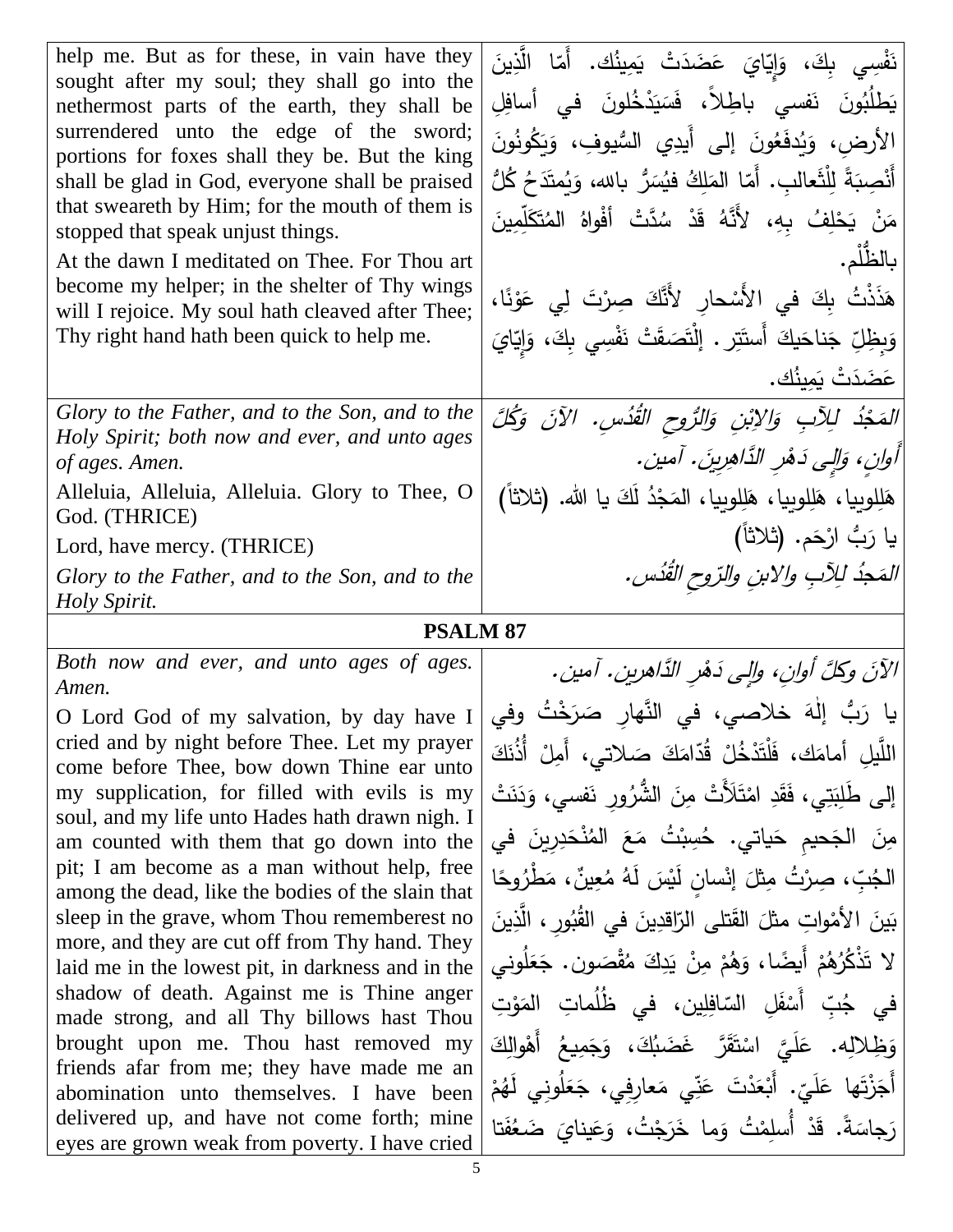| | |
|---|---|
| help me. But as for these, in vain have they sought after my soul; they shall go into the nethermost parts of the earth, they shall be surrendered unto the edge of the sword; portions for foxes shall they be. But the king shall be glad in God, everyone shall be praised that sweareth by Him; for the mouth of them is stopped that speak unjust things.<br>At the dawn I meditated on Thee. For Thou art become my helper; in the shelter of Thy wings will I rejoice. My soul hath cleaved after Thee; Thy right hand hath been quick to help me. | نَفْسِي بِكَ، وَإِيّايَ عَضَدَتْ يَمِينُك. أَمّا الَّذِينَ يَطْلُبُونَ نَفسي باطِلاً، فَسَيَدْخُلونَ في أسافِلِ الأرضِ، وَيُدفَعُونَ إلى أَيدِي السُّيوفِ، وَيَكُونُونَ أَنْصِبَةً لِلْثَعالبِ. أَمّا المَلِكُ فيُسَرُّ بالله، وَيُمتَدَحُ كُلُّ مَنْ يَحْلِفُ بِهِ، لأَنَّهُ قَدْ سُدَّتْ أَفْواهُ المُتَكَلِّمِينَ بالظُّلْم.<br>هَذَذْتُ بِكَ في الأَسْحارِ لأَنَّكَ صِرْتَ لِي عَوْنًا، وَبِظِلِّ جَناحَيكَ أَستَتِر. إِلْتَصَقَتْ نَفْسِي بِكَ، وَإِيّايَ عَضَدَتْ يَمِينُك. |
| *Glory to the Father, and to the Son, and to the Holy Spirit; both now and ever, and unto ages of ages. Amen.*<br>Alleluia, Alleluia, Alleluia. Glory to Thee, O God. (THRICE)<br>Lord, have mercy. (THRICE)<br>*Glory to the Father, and to the Son, and to the Holy Spirit.* | *المَجْدُ لِلآبِ وَالابْنِ وَالرُّوحِ القُدُسِ. الآنَ وَكُلَّ أَوانٍ، وَإِلى دَهْرِ الدَّاهِرِينَ. آمين.*<br>هَلِلوييا، هَلِلوييا، هَلِلوييا، المَجْدُ لَكَ يا الله. (ثلاثاً)<br>يا رَبُّ ارْحَم. (ثلاثاً)<br>*المَجدُ لِلآبِ والابنِ والرّوحِ القُدُس.* |

## PSALM 87

| | |
|---|---|
| *Both now and ever, and unto ages of ages. Amen.*<br>O Lord God of my salvation, by day have I cried and by night before Thee. Let my prayer come before Thee, bow down Thine ear unto my supplication, for filled with evils is my soul, and my life unto Hades hath drawn nigh. I am counted with them that go down into the pit; I am become as a man without help, free among the dead, like the bodies of the slain that sleep in the grave, whom Thou rememberest no more, and they are cut off from Thy hand. They laid me in the lowest pit, in darkness and in the shadow of death. Against me is Thine anger made strong, and all Thy billows hast Thou brought upon me. Thou hast removed my friends afar from me; they have made me an abomination unto themselves. I have been delivered up, and have not come forth; mine eyes are grown weak from poverty. I have cried | *الآنَ وكلَّ أوانٍ، وإلى دَهْرِ الدَّاهرين. آمين.*<br>يا رَبُّ إلٰهَ خلاصي، في النَّهارِ صَرَخْتُ وفي اللَّيلِ أمامَك، فَلْتَدْخُلْ قُدّامَكَ صَلاتي، أَمِلْ أُذُنَكَ إلى طَلِبَتي، فَقَدِ امْتَلأَتْ مِنَ الشُّرُورِ نفسي، وَدَنَتْ مِنَ الجَحيمِ حَياتي. حُسِبْتُ مَعَ المُنْحَدِرِينَ في الجُبِّ، صِرْتُ مِثلَ إنْسانٍ لَيْسَ لَهُ مُعِينٌ، مَطْرُوحًا بَينَ الأمْواتِ مثلَ القَتلى الرّاقدِينَ في القُبُورِ، الَّذِينَ لا تَذْكُرُهُمْ أَيضًا، وَهُمْ مِنْ يَدِكَ مُقْصَون. جَعَلُوني في جُبِّ أَسْفَلِ السّافِلِين، في ظُلُماتِ المَوْتِ وَظِلالِه. عَلَيَّ اسْتَقَرَّ غَضَبُكَ، وَجَمِيعُ أَهْوالِكَ أَجَزْتَها عَلَيّ. أَبْعَدْتَ عَنِّي مَعارِفِي، جَعَلُونِي لَهُمْ رَجاسَةً. قَدْ أُسلِمْتُ وَما خَرَجْتُ، وَعَيناي ضَعُفَتا |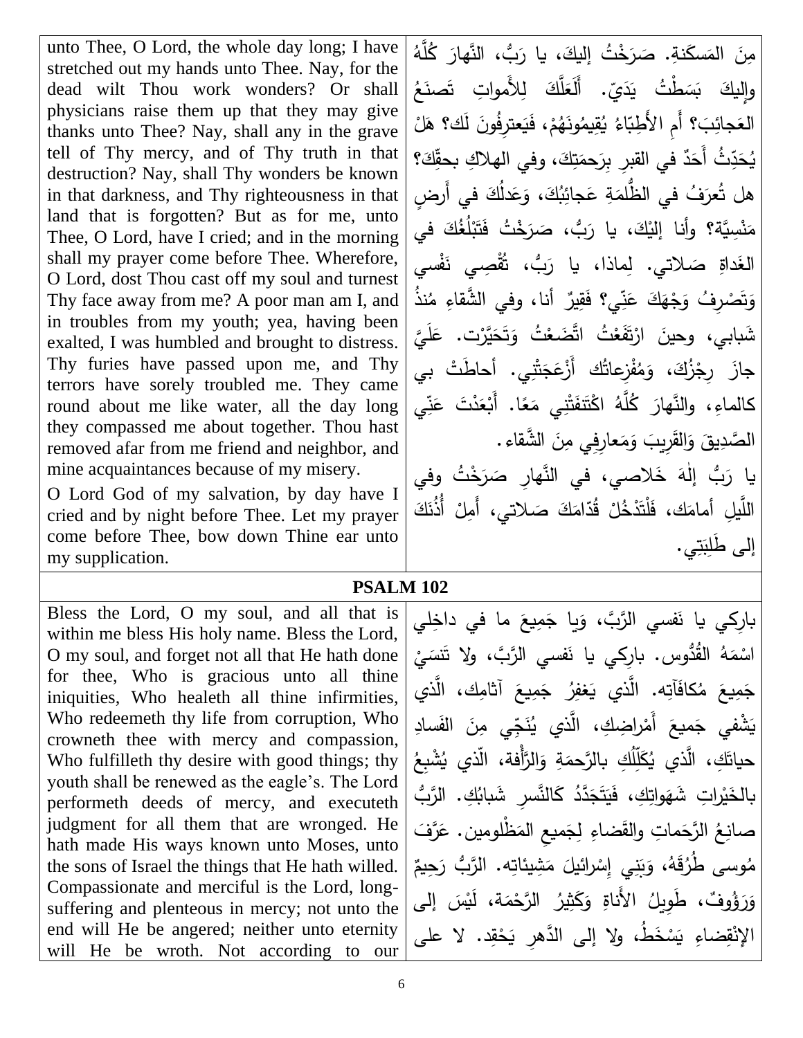| | |
|---|---|
| unto Thee, O Lord, the whole day long; I have stretched out my hands unto Thee. Nay, for the dead wilt Thou work wonders? Or shall physicians raise them up that they may give thanks unto Thee? Nay, shall any in the grave tell of Thy mercy, and of Thy truth in that destruction? Nay, shall Thy wonders be known in that darkness, and Thy righteousness in that land that is forgotten? But as for me, unto Thee, O Lord, have I cried; and in the morning shall my prayer come before Thee. Wherefore, O Lord, dost Thou cast off my soul and turnest Thy face away from me? A poor man am I, and in troubles from my youth; yea, having been exalted, I was humbled and brought to distress. Thy furies have passed upon me, and Thy terrors have sorely troubled me. They came round about me like water, all the day long they compassed me about together. Thou hast removed afar from me friend and neighbor, and mine acquaintances because of my misery.<br>O Lord God of my salvation, by day have I cried and by night before Thee. Let my prayer come before Thee, bow down Thine ear unto my supplication. | مِنَ المَسكَنةِ. صَرَخْتُ إليكَ، يا رَبُّ، النَّهارَ كُلَّهُ وإليكَ بَسَطْتُ يَدَيّ. أَلَعَلَّكَ لِلأَمواتِ تَصنَعُ العَجائِبَ؟ أَمِ الأَطِبّاءُ يُقِيمُونَهُمْ، فَيَعترِفُونَ لَك؟ هَلْ يُحَدِّثُ أَحَدٌ في القبرِ بِرَحمَتِكَ، وفي الهلاكِ بحقِّكَ؟ هل تُعرَفُ في الظُّلمَةِ عَجائِبُكَ، وَعَدلُكَ في أَرضٍ مَنْسِيَّةٍ؟ وأنا إلَيْكَ، يا رَبُّ، صَرَخْتُ فَتَبْلُغُكَ في الغَداةِ صَلاتي. لِماذا، يا رَبُّ، تُقْصِي نَفْسي وَتَصْرِفُ وَجْهَكَ عَنّي؟ فَقيرٌ أنا، وفي الشَّقاءِ مُنذُ شَبابي، وحينَ ارْتَفَعْتُ اتَّضَعْتُ وَتَحَيَّرْت. عَلَيَّ جازَ رِجْزُكَ، وَمُفْزِعاتُك أَزْعَجَتْني. أحاطَتْ بي كالماءِ، والنَّهارَ كُلَّهُ اكْتَنَفَتْني مَعًا. أَبْعَدْتَ عَنّي الصَّديقَ وَالقَرِيبَ وَمَعارِفِي مِنَ الشَّقاء.<br>يا رَبُّ إلٰهَ خَلاصي، في النَّهارِ صَرَخْتُ وفي اللَّيلِ أمامَك، فَلْتَدْخُلْ قُدّامَكَ صَلاتي، أَمِلْ أُذُنَكَ إلى طَلِبَتي. |
| **PSALM 102** | |
| Bless the Lord, O my soul, and all that is within me bless His holy name. Bless the Lord, O my soul, and forget not all that He hath done for thee, Who is gracious unto all thine iniquities, Who healeth all thine infirmities, Who redeemeth thy life from corruption, Who crowneth thee with mercy and compassion, Who fulfilleth thy desire with good things; thy youth shall be renewed as the eagle's. The Lord performeth deeds of mercy, and executeth judgment for all them that are wronged. He hath made His ways known unto Moses, unto the sons of Israel the things that He hath willed. Compassionate and merciful is the Lord, long-suffering and plenteous in mercy; not unto the end will He be angered; neither unto eternity will He be wroth. Not according to our | بارِكي يا نَفسي الرَّبَّ، وَيا جَميعَ ما في داخِلي اسْمَهُ القُدُّوس. بارِكي يا نَفسي الرَّبَّ، ولا تَنسَيْ جَمِيعَ مُكافَآتِه. الَّذي يَغفِرُ جَمِيعَ آثامِك، الَّذي يَشْفي جَميعَ أَمْراضِكِ، الَّذي يُنَجّي مِنَ الفَسادِ حياتَكِ، الَّذي يُكَلِّلُكِ بالرَّحمَةِ وَالرَّأفة، الّذي يُشْبِعُ بالخَيْراتِ شَهَواتِكِ، فَيَتَجَدَّدُ كَالنَّسرِ شَبابُكِ. الرَّبُّ صانِعُ الرَّحَماتِ والقَضاءِ لِجَميعِ المَظْلومين. عَرَّفَ مُوسى طُرُقَهُ، وَبَنِي إسْرائيلَ مَشِيئاتِه. الرَّبُّ رَحِيمٌ وَرَؤُوفٌ، طَوِيلُ الأَناةِ وَكَثِيرُ الرَّحْمَة، لَيْسَ إلى الإنْقِضاءِ يَسْخَطُ، ولا إلى الدَّهرِ يَحْقِد. لا على |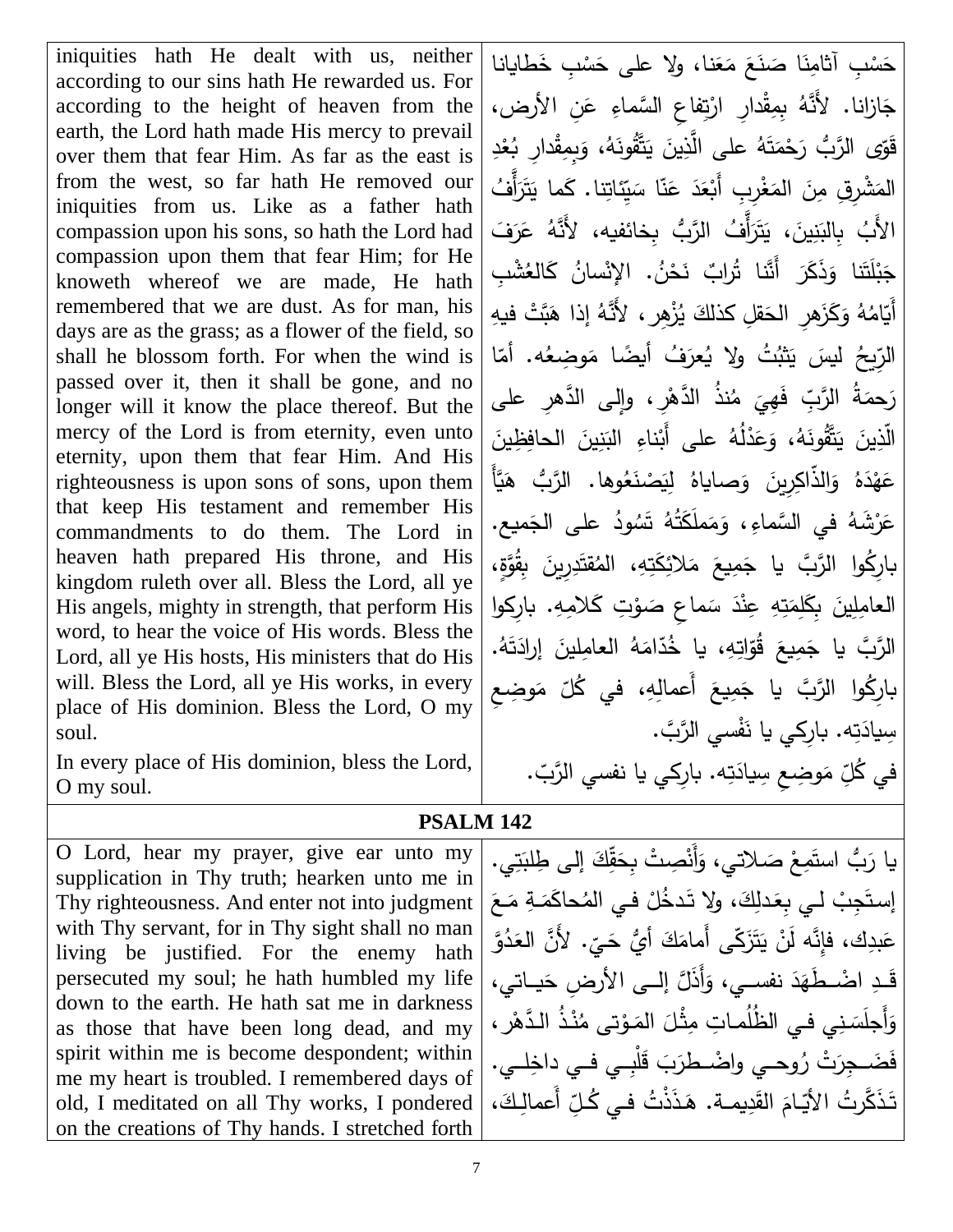| | |
|---|---|
| iniquities hath He dealt with us, neither according to our sins hath He rewarded us. For according to the height of heaven from the earth, the Lord hath made His mercy to prevail over them that fear Him. As far as the east is from the west, so far hath He removed our iniquities from us. Like as a father hath compassion upon his sons, so hath the Lord had compassion upon them that fear Him; for He knoweth whereof we are made, He hath remembered that we are dust. As for man, his days are as the grass; as a flower of the field, so shall he blossom forth. For when the wind is passed over it, then it shall be gone, and no longer will it know the place thereof. But the mercy of the Lord is from eternity, even unto eternity, upon them that fear Him. And His righteousness is upon sons of sons, upon them that keep His testament and remember His commandments to do them. The Lord in heaven hath prepared His throne, and His kingdom ruleth over all. Bless the Lord, all ye His angels, mighty in strength, that perform His word, to hear the voice of His words. Bless the Lord, all ye His hosts, His ministers that do His will. Bless the Lord, all ye His works, in every place of His dominion. Bless the Lord, O my soul. | حَسْبِ آثامِنا صَنَعَ مَعَنا، ولا على حَسْبِ خَطايانا جَازانا. لأَنَّهُ بِمِقْدارِ ارْتِفاعِ السَّماءِ عَنِ الأرض، قَوّى الرَّبُّ رَحْمَتَهُ على الَّذِينَ يَتَّقُونَهُ، وَبِمِقْدارِ بُعْدِ المَشْرِقِ مِنَ المَغْرِبِ أَبْعَدَ عَنّا سَيِّئاتِنا. كَما يَتَرَأَّفُ الأَبُ بِالبَنِينَ، يَتَرَأَّفُ الرَّبُّ بِخائفيه، لأَنَّهُ عَرَفَ جَبْلَتَنا وَذَكَرَ أَنَّنا تُرابٌ نَحْنُ. الإِنْسانُ كَالعُشْبِ أَيّامُهُ وَكَزَهرِ الحَقلِ كذلكَ يُزْهِر، لأَنَّهُ إذا هَبَّتْ فيهِ الرِّيحُ ليسَ يَثبُتُ ولا يُعرَفُ أيضًا مَوضِعُه. أمّا رَحمَةُ الرَّبِّ فَهِيَ مُنذُ الدَّهْرِ، وإلى الدَّهرِ على الّذِينَ يَتَّقُونَهُ، وَعَدْلُهُ على أَبْناءِ البَنِينَ الحافِظِينَ عَهْدَهُ وَالذّاكِرِينَ وَصاياهُ لِيَصْنَعُوها. الرَّبُّ هَيَّأَ عَرْشَهُ في السَّماءِ، وَمَملَكَتُهُ تَسُودُ على الجَميع. بارِكُوا الرَّبَّ يا جَمِيعَ مَلائِكَتِهِ، المُقتَدِرِينَ بِقُوَّةٍ، العامِلِينَ بِكَلِمَتِهِ عِنْدَ سَماعِ صَوْتِ كَلامِهِ. بارِكوا الرَّبَّ يا جَمِيعَ قُوّاتِهِ، يا خُدّامَهُ العامِلِينَ إرادَتَهُ. بارِكُوا الرَّبَّ يا جَمِيعَ أَعمالِهِ، في كُلِّ مَوضِعِ سِيادَتِه. بارِكي يا نَفْسي الرَّبَّ. |
| In every place of His dominion, bless the Lord, O my soul. | في كُلِّ مَوضِعِ سِيادَتِه. بارِكي يا نفسي الرَّبّ. |

## PSALM 142

| | |
|---|---|
| O Lord, hear my prayer, give ear unto my supplication in Thy truth; hearken unto me in Thy righteousness. And enter not into judgment with Thy servant, for in Thy sight shall no man living be justified. For the enemy hath persecuted my soul; he hath humbled my life down to the earth. He hath sat me in darkness as those that have been long dead, and my spirit within me is become despondent; within me my heart is troubled. I remembered days of old, I meditated on all Thy works, I pondered on the creations of Thy hands. I stretched forth | يا رَبُّ استَمِعْ صَلاتي، وَأَنْصِتْ بِحَقِّكَ إلى طِلبَتِي. إستَجِبْ لي بِعَدلِكَ، ولا تَدخُلْ في المُحاكَمَةِ مَعَ عَبدِك، فإنَّه لَنْ يَتَزَكّى أَمامَكَ أيُّ حَيّ. لأَنَّ العَدُوَّ قَدِ اضْطَهَدَ نفسي، وَأَذَلَّ إلى الأرضِ حَياتي، وَأَجلَسَنِي في الظُّلُماتِ مِثْلَ المَوْتى مُنْذُ الدَّهْر، فَضَجِرَتْ رُوحي واضْطَرَبَ قَلْبِي في داخِلي. تَذَكَّرتُ الأيّامَ القَدِيمة. هَذَذْتُ في كُلِّ أَعمالِكَ، |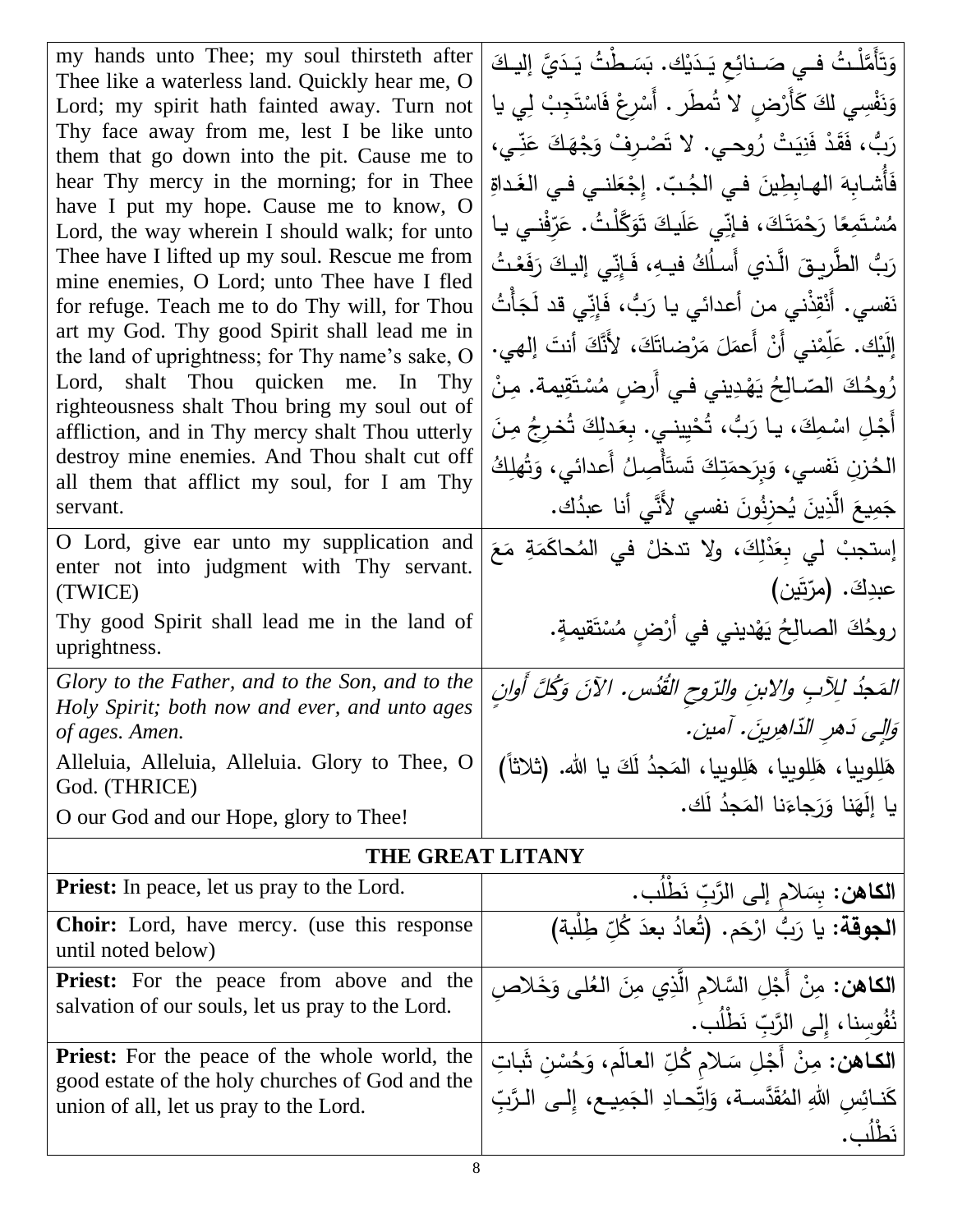| | |
|---|---|
| my hands unto Thee; my soul thirsteth after Thee like a waterless land. Quickly hear me, O Lord; my spirit hath fainted away. Turn not Thy face away from me, lest I be like unto them that go down into the pit. Cause me to hear Thy mercy in the morning; for in Thee have I put my hope. Cause me to know, O Lord, the way wherein I should walk; for unto Thee have I lifted up my soul. Rescue me from mine enemies, O Lord; unto Thee have I fled for refuge. Teach me to do Thy will, for Thou art my God. Thy good Spirit shall lead me in the land of uprightness; for Thy name's sake, O Lord, shalt Thou quicken me. In Thy righteousness shalt Thou bring my soul out of affliction, and in Thy mercy shalt Thou utterly destroy mine enemies. And Thou shalt cut off all them that afflict my soul, for I am Thy servant. | وَتَأَمَّلْتُ فـي صَـنائِعِ يَـدَيْك. بَسَـطْتُ يَـدَيَّ إليـكَ وَنَفْسِي لكَ كَأَرْضٍ لا تُمطَر. أَسْرِعْ فَاسْتَجِبْ لِي يا رَبُّ، فَقَدْ فَنِيَتْ رُوحـي. لا تَصْرِفْ وَجْهَكَ عَنِّـي، فَأُشَـابِهَ الهـابِطِينَ فـي الجُـبّ. إِجْعَلنـي فـي الغَـداةِ مُسْتَمِعًا رَحْمَتَكَ، فـإنِّي عَلَيكَ تَوَكَّلْتُ. عَرِّفْنـي يـا رَبُّ الطَّرِيـقَ الَّـذي أَسـلُكُ فيـهِ، فَـإِنِّي إليـكَ رَفَعْتُ نَفسي. أَنْقِذْني من أعدائي يا رَبُّ، فَإِنِّي قد لَجَأْتُ إِلَيْك. عَلِّمْني أَنْ أَعمَلَ مَرْضاتَكَ، لأَنَّكَ أنتَ إلهي. رُوحُكَ الصّـالِحُ يَهْدِيني فـي أَرضٍ مُسْتَقِيمة. مِنْ أَجْلِ اسْمِكَ، يـا رَبُّ، تُحْيِينـي. بِعَدلِكَ تُخـرِجُ مِنَ الحُزنِ نَفسي، وَبِرَحمَتِكَ تَستَأْصِلُ أَعدائي، وَتُهلِكُ جَمِيعَ الَّذِينَ يُحزِنُونَ نفسي لأَنِّي أنا عبدُك. |
| O Lord, give ear unto my supplication and enter not into judgment with Thy servant. (TWICE)<br>Thy good Spirit shall lead me in the land of uprightness. | إستجبْ لي بِعَدْلِكَ، ولا تدخلْ في المُحاكَمَةِ مَعَ عبدِكَ. (مرّتَين)<br>روحُكَ الصالِحُ يَهْديني في أرْضٍ مُسْتَقيمةٍ. |
| *Glory to the Father, and to the Son, and to the Holy Spirit; both now and ever, and unto ages of ages. Amen.*<br>Alleluia, Alleluia, Alleluia. Glory to Thee, O God. (THRICE)<br>O our God and our Hope, glory to Thee! | *المَجدُ للآبِ والابنِ والرّوحِ القُدُس. الآنَ وَكُلَّ أَوانٍ وَإِلى دَهرِ الدّاهِرينَ. آمين.*<br>هَلِلوبيا، هَلِلوبيا، هَلِلوبيا، المَجدُ لَكَ يا الله. (ثلاثاً)<br>يا إلَهَنا وَرَجاءَنا المَجدُ لَك. |

## THE GREAT LITANY

| | |
|---|---|
| **Priest:** In peace, let us pray to the Lord. | **الكاهن:** بِسَلامٍ إلى الرَّبِّ نَطْلُب. |
| **Choir:** Lord, have mercy. (use this response until noted below) | **الجوقة:** يا رَبُّ ارْحَم. (تُعادُ بعدَ كُلِّ طِلْبة) |
| **Priest:** For the peace from above and the salvation of our souls, let us pray to the Lord. | **الكاهن:** مِنْ أَجْلِ السَّلامِ الَّذِي مِنَ العُلى وَخَلاصِ نُفُوسِنا، إلى الرَّبِّ نَطْلُب. |
| **Priest:** For the peace of the whole world, the good estate of the holy churches of God and the union of all, let us pray to the Lord. | **الكاهن:** مِنْ أَجْلِ سَلامِ كُلِّ العالَم، وَحُسْنِ ثَباتِ كَنائِسِ اللهِ المُقَدَّسة، وَاتِّحادِ الجَمِيع، إلى الرَّبِّ نَطْلُب. |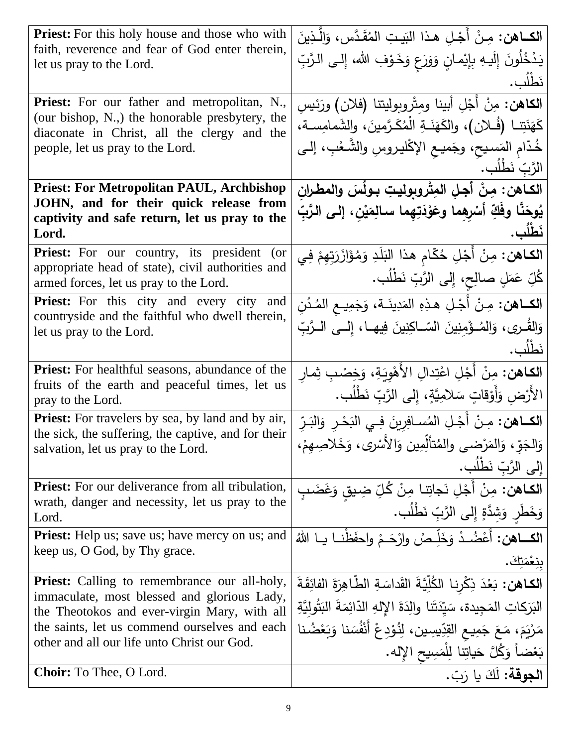| | |
|---|---|
| **Priest:** For this holy house and those who with faith, reverence and fear of God enter therein, let us pray to the Lord. | **الكــاهن:** مِـنْ أَجْـلِ هـذا البَيـتِ المُقَدَّس، وَالَّـذِينَ يَدْخُلُونَ إِلَيـهِ بِإِيْمـانٍ وَوَرَعٍ وَخَـوْفِ الله، إِلـى الـرَّبِّ نَطْلُب. |
| **Priest:** For our father and metropolitan, N., (our bishop, N.,) the honorable presbytery, the diaconate in Christ, all the clergy and the people, let us pray to the Lord. | **الكاهن:** مِنْ أَجْلِ أبينا ومِتْروبوليتنا (فلان) ورَئيسِ كَهَنَتِنـا (فُـلان)، والكَهَنَـةِ الْمُكَـرَّمينَ، والشَمامِسـةِ، خُدّامِ المَسيحِ، وجَميعِ الإكْليروسِ والشَّعْبِ، إلـى الرَّبِّ نَطْلُب. |
| **Priest: For Metropolitan PAUL, Archbishop JOHN, and for their quick release from captivity and safe return, let us pray to the Lord.** | **الكـاهن: مِنْ أجلِ المِتْروبوليتِ بـولُسَ والمطرانِ يُوحَنَّا وفَكِّ أسْرِهِما وعَوْدَتِهِما سالِمَيْنِ، إلى الرَّبِّ نَطْلُب.** |
| **Priest:** For our country, its president (or appropriate head of state), civil authorities and armed forces, let us pray to the Lord. | **الكـاهن:** مِنْ أَجْلِ حُكّامِ هذا البَلَدِ وَمُؤَازَرَتِهِمْ فِي كُلِّ عَمَلٍ صالِحٍ، إِلى الرَّبِّ نَطْلُب. |
| **Priest:** For this city and every city and countryside and the faithful who dwell therein, let us pray to the Lord. | **الكــاهن:** مِـنْ أَجْـلِ هـذِهِ المَدِينَـة، وَجَمِيـعِ المُـدُنِ وَالقُـرى، وَالمُـؤْمِنِينَ السّـاكِنِينَ فِيهـا، إِلــى الـرَّبِّ نَطْلُب. |
| **Priest:** For healthful seasons, abundance of the fruits of the earth and peaceful times, let us pray to the Lord. | **الكاهن:** مِنْ أَجْلِ اعْتِدالِ الأَهْوِيَـةِ، وَخِصْـبِ ثِمـارِ الأَرْضِ وَأَوْقاتٍ سَلامِيَّةٍ، إِلى الرَّبِّ نَطْلُب. |
| **Priest:** For travelers by sea, by land and by air, the sick, the suffering, the captive, and for their salvation, let us pray to the Lord. | **الكــاهن:** مِـنْ أَجْـلِ المُسـافِرِينَ فِـي البَحْـرِ وَالبَـرِّ وَالجَوِّ، وَالمَرْضى والمُتأَلِّمِين وَالأَسْرى، وَخَلاصِـهِمْ، إِلى الرَّبِّ نَطْلُب. |
| **Priest:** For our deliverance from all tribulation, wrath, danger and necessity, let us pray to the Lord. | **الكـاهن:** مِنْ أَجْلِ نَجاتِنـا مِنْ كُلِّ ضِيقٍ وَغَضَـبٍ وَخَطَرٍ وَشِدَّةٍ إِلى الرَّبِّ نَطْلُب. |
| **Priest:** Help us; save us; have mercy on us; and keep us, O God, by Thy grace. | **الكــاهن:** أَعْضُـدْ وَخَلِّـصْ وارْحَـمْ واحفَظْنـا يـا اللهُ بِنِعْمَتِكَ. |
| **Priest:** Calling to remembrance our all-holy, immaculate, most blessed and glorious Lady, the Theotokos and ever-virgin Mary, with all the saints, let us commend ourselves and each other and all our life unto Christ our God. | **الكـاهن:** بَعْدَ ذِكْرِنا الكُلِّيَّةَ القَداسَةِ الطّاهِرَةَ الفائِقَةَ البَرَكاتِ المَجِيدة، سَيِّدَتَنا والِدَةَ الإلهِ الدّائِمَةَ البَتُولِيَّةِ مَرْيَمَ، مَعَ جَمِيعِ القِدِّيسِين، لِنُوْدِعْ أَنْفُسَنا وَبَعْضُنا بَعْضاً وَكُلَّ حَياتِنا لِلْمَسِيحِ الإله. |
| **Choir:** To Thee, O Lord. | **الجوقة:** لَكَ يا رَبّ. |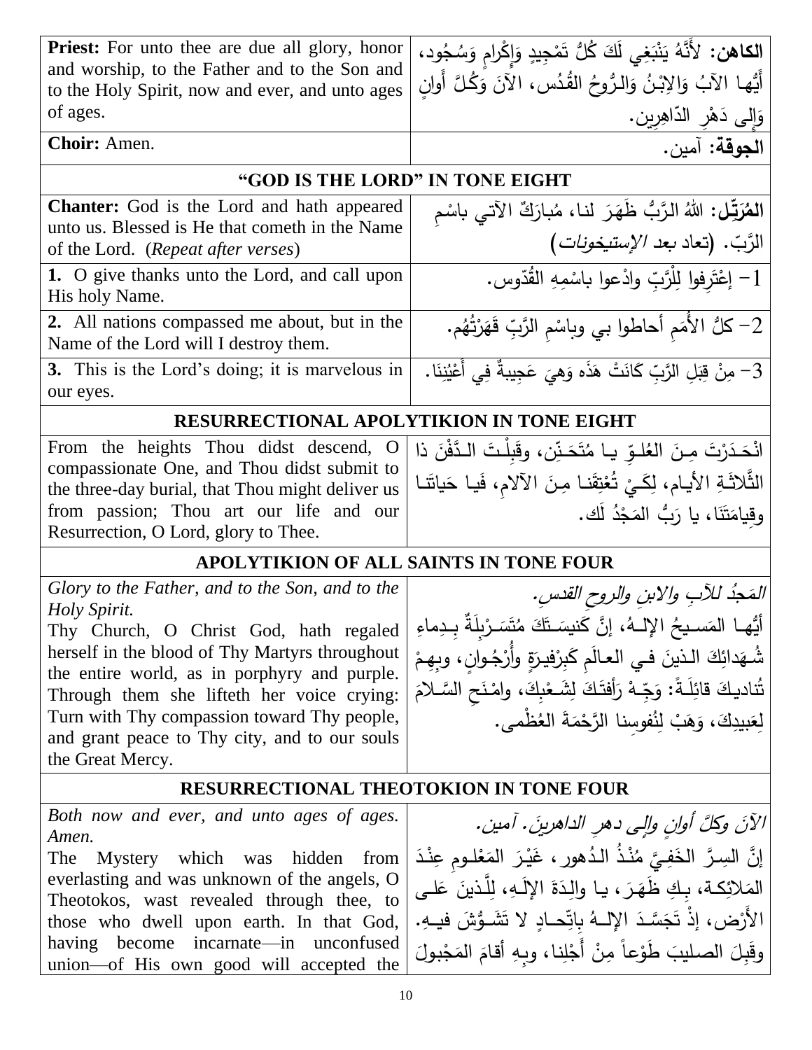| | |
|---|---|
| **Priest:** For unto thee are due all glory, honor and worship, to the Father and to the Son and to the Holy Spirit, now and ever, and unto ages of ages. | **الكاهن:** لأَنَّهُ يَنْبَغِي لَكَ كُلُّ تَمْجِيدٍ وَإِكْرامٍ وَسُجُود، أَيُّها الآبُ وَالاِبْنُ وَالرُّوحُ القُدُس، الآنَ وَكُلَّ أَوانٍ وَإِلى دَهْرِ الدّاهِرين. |
| **Choir:** Amen. | **الجوقة:** آمين. |

## "GOD IS THE LORD" IN TONE EIGHT

| | |
|---|---|
| **Chanter:** God is the Lord and hath appeared unto us. Blessed is He that cometh in the Name of the Lord. (*Repeat after verses*) | **المُرَتِّل:** اللهُ الرَّبُّ ظَهَرَ لنا، مُبارَكٌ الآتي باسْمِ الرَّبّ. (تعاد بعد *الإستيخونات*) |
| **1.** O give thanks unto the Lord, and call upon His holy Name. | 1- إعْتَرِفوا لِلْرَّبِّ وادْعوا باسْمِهِ القُدّوس. |
| **2.** All nations compassed me about, but in the Name of the Lord will I destroy them. | 2- كلُّ الأُمَمِ أحاطوا بي وباسْمِ الرَّبِّ قَهَرْتُهُم. |
| **3.** This is the Lord's doing; it is marvelous in our eyes. | 3- مِنْ قِبَلِ الرَّبِّ كَانَتْ هَذَه وَهيَ عَجِيبةٌ فِي أَعْيُنِنَا. |

## RESURRECTIONAL APOLYTIKION IN TONE EIGHT

| | |
|---|---|
| From the heights Thou didst descend, O compassionate One, and Thou didst submit to the three-day burial, that Thou might deliver us from passion; Thou art our life and our Resurrection, O Lord, glory to Thee. | انْحَدَرْتَ مِنَ العُلوِّ يا مُتَحَنِّن، وقَبِلْتَ الدَّفْنَ ذا الثَّلاثَةِ الأيام، لِكَيْ تُعْتِقَنا مِنَ الآلامِ، فَيا حَياتَنا وقِيامَتَنَا، يا رَبُّ المَجْدُ لَك. |

## APOLYTIKION OF ALL SAINTS IN TONE FOUR

| | |
|---|---|
| *Glory to the Father, and to the Son, and to the Holy Spirit.* Thy Church, O Christ God, hath regaled herself in the blood of Thy Martyrs throughout the entire world, as in porphyry and purple. Through them she lifteth her voice crying: Turn with Thy compassion toward Thy people, and grant peace to Thy city, and to our souls the Great Mercy. | *المَجدُ للآبِ والابنِ والروحِ القدس.* أيُّها المَسيحُ الإلهُ، إنَّ كَنيسَتَكَ مُتَسَرْبِلَةٌ بِدِماءِ شُهَدائِكَ الذينَ في العالَمِ كَبِرْفيرَةٍ وأُرْجُوانٍ، وبِهِمْ تُناديكَ قائِلَةً: وَجِّهْ رَأفتَكَ لِشَعْبِكَ، وامْنَحِ السَّلامَ لِعَبيدِكَ، وَهَبْ لِنُفوسِنا الرَّحْمَةَ العُظْمى. |

## RESURRECTIONAL THEOTOKION IN TONE FOUR

| | |
|---|---|
| *Both now and ever, and unto ages of ages. Amen.* The Mystery which was hidden from everlasting and was unknown of the angels, O Theotokos, wast revealed through thee, to those who dwell upon earth. In that God, having become incarnate—in unconfused union—of His own good will accepted the | *الآنَ وكلَّ أوانٍ وإلى دهرِ الداهرينَ. آمين.* إنَّ السِرَّ الخَفِيَّ مُنْذُ الدُهور، غَيْرَ المَعْلومِ عِنْدَ المَلائِكَة، بِكِ ظَهَرَ، يا والِدَةَ الإلَهِ، لِلَّذينَ عَلى الأَرْض، إذْ تَجَسَّدَ الإلهُ بِاتِّحادٍ لا تَشَوُّشَ فيهِ. وقَبِلَ الصليبَ طَوْعاً مِنْ أَجْلِنا، وبِهِ أقامَ المَجْبولَ |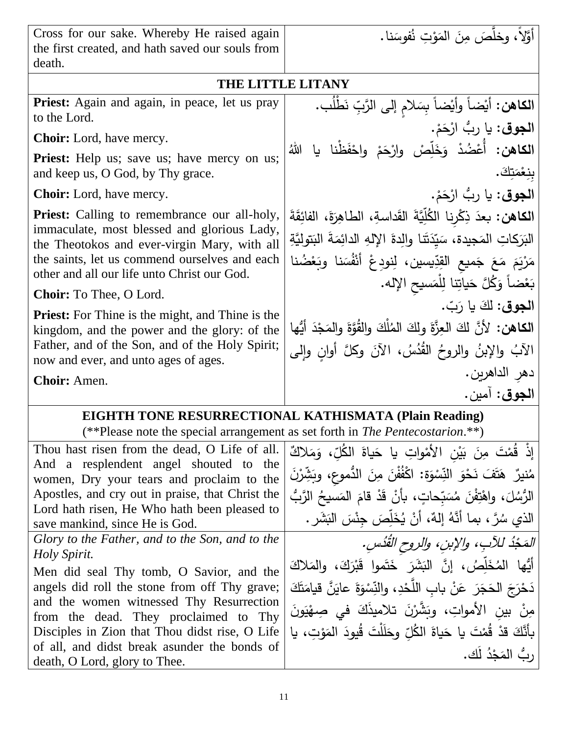| | |
|---|---|
| Cross for our sake. Whereby He raised again the first created, and hath saved our souls from death. | أوّلاً، وخلَّصَ مِنَ المَوْتِ نُفوسَنا. |

**THE LITTLE LITANY**

| | |
|---|---|
| **Priest:** Again and again, in peace, let us pray to the Lord. | **الكاهن:** أيْضاً وأيْضاً بِسَلامٍ إلى الرَّبِّ نَطْلُب. |
| **Choir:** Lord, have mercy. | **الجوق:** يا ربُّ ارْحَمْ. |
| **Priest:** Help us; save us; have mercy on us; and keep us, O God, by Thy grace. | **الكاهن:** أُعْضُدْ وَخَلِّصْ وارْحَمْ واحْفَظْنا يا اللهُ بِنِعْمَتِكَ. |
| **Choir:** Lord, have mercy. | **الجوق:** يا ربُّ ارْحَمْ. |
| **Priest:** Calling to remembrance our all-holy, immaculate, most blessed and glorious Lady, the Theotokos and ever-virgin Mary, with all the saints, let us commend ourselves and each other and all our life unto Christ our God. | **الكاهن:** بعدَ ذِكْرِنا الكُلِّيَّةَ القَداسةِ، الطاهِرَةَ، الفائِقَةَ البَرَكاتِ المَجيدة، سَيِّدَتَنا والِدةَ الإلهِ الدائِمَةَ البَتوليَّةِ مَرْيَمَ مَعَ جَميعِ القدِّيسين، لِنودِعْ أنْفُسَنا وبَعْضُنا بَعْضاً وَكُلَّ حَياتِنا لِلْمَسيحِ الإله. |
| **Choir:** To Thee, O Lord. | **الجوق:** لكَ يا رَبّ. |
| **Priest:** For Thine is the might, and Thine is the kingdom, and the power and the glory: of the Father, and of the Son, and of the Holy Spirit; now and ever, and unto ages of ages. | **الكاهن:** لأنَّ لكَ العِزَّةَ ولكَ المُلْكَ والقُوَّةَ والمَجْدَ أيُّها الآبُ والإبنُ والروحُ القُدُسُ، الآنَ وكلَّ أوانٍ وإلى دهرِ الداهرين. |
| **Choir:** Amen. | **الجوق:** آمين. |

**EIGHTH TONE RESURRECTIONAL KATHISMATA (Plain Reading)**

(**Please note the special arrangement as set forth in *The Pentecostarion*.**)

| | |
|---|---|
| Thou hast risen from the dead, O Life of all. And a resplendent angel shouted to the women, Dry your tears and proclaim to the Apostles, and cry out in praise, that Christ the Lord hath risen, He Who hath been pleased to save mankind, since He is God. | إذْ قُمْتَ مِنَ بَيْنِ الأمْواتِ يا حَياةَ الكُلِّ، وَمَلاكٌ مُنيرٌ هَتَفَ نَحْوَ النِّسْوَة: اكْفُفْنَ مِنَ الدُّموعِ، وبَشِّرْنَ الرُّسُلَ، واهْتِفْنَ مُسَبِّحاتٍ، بأنْ قَدْ قامَ المَسيحُ الرَّبُّ الذي سُرَّ، بما أنَّهُ إلهٌ، أنْ يُخَلِّصَ جِنْسَ البَشَر. |
| *Glory to the Father, and to the Son, and to the Holy Spirit.*<br>Men did seal Thy tomb, O Savior, and the angels did roll the stone from off Thy grave; and the women witnessed Thy Resurrection from the dead. They proclaimed to Thy Disciples in Zion that Thou didst rise, O Life of all, and didst break asunder the bonds of death, O Lord, glory to Thee. | *المَجْدُ للآبِ، والإبنِ، والروحِ القُدُسِ.*<br>أيُّها المُخَلِّصُ، إنَّ البَشَرَ خَتَموا قَبْرَكَ، والمَلاكَ دَحْرَجَ الحَجَرَ عَنْ بابِ اللَّحْدِ، والنِّسْوَةَ عايَنَّ قيامَتَكَ مِنْ بينِ الأمواتِ، وبَشَّرْنَ تلاميذَكَ في صِهْيَونَ بأنَّكَ قدْ قُمْتَ يا حَياةَ الكُلِّ وحَلَلْتَ قُيودَ المَوْتِ، يا ربُّ المَجْدُ لَك. |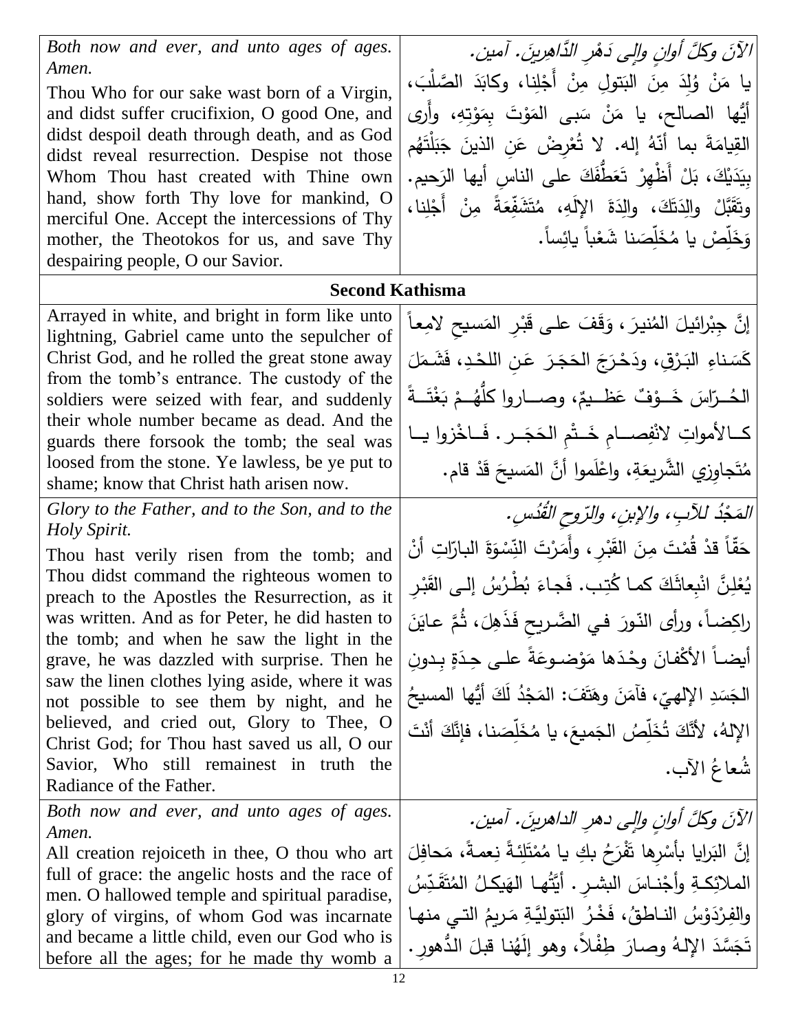| | |
|---|---|
| *Both now and ever, and unto ages of ages. Amen.*<br>Thou Who for our sake wast born of a Virgin, and didst suffer crucifixion, O good One, and didst despoil death through death, and as God didst reveal resurrection. Despise not those Whom Thou hast created with Thine own hand, show forth Thy love for mankind, O merciful One. Accept the intercessions of Thy mother, the Theotokos for us, and save Thy despairing people, O our Savior. | *الآنَ وكلَّ أوانٍ وإلى دَهْرِ الدَّاهِرينَ. آمين.*<br>يا مَنْ وُلِدَ مِنَ البَتولِ مِنْ أَجْلِنا، وكابَدَ الصَّلْبَ، أيُّها الصالح، يا مَنْ سَبى المَوْتَ بِمَوْتِهِ، وأَرى القِيامَةَ بما أَنّهُ إله. لا تُعْرِضْ عَنِ الذينَ جَبَلْتَهُم بِيَدَيْكَ، بَلْ أَظْهِرْ تَعَطُّفَكَ على الناسِ أيها الرَحيم. وتَقَبَّلْ والِدَتَكَ، والِدَةَ الإلَهِ، مُتَشَفِّعَةً مِنْ أَجْلِنا، وَخَلِّصْ يا مُخَلِّصَنا شَعْباً يائِساً. |
| **Second Kathisma** | |
| Arrayed in white, and bright in form like unto lightning, Gabriel came unto the sepulcher of Christ God, and he rolled the great stone away from the tomb's entrance. The custody of the soldiers were seized with fear, and suddenly their whole number became as dead. And the guards there forsook the tomb; the seal was loosed from the stone. Ye lawless, be ye put to shame; know that Christ hath arisen now. | إنَّ جِبْرائيلَ المُنيرَ، وَقَفَ على قَبْرِ المَسيحِ لامِعاً كَسَناءِ البَرْقِ، ودَحْرَجَ الحَجَرَ عَنِ اللحْدِ، فَشَمَلَ الحُرّاسَ خَوْفٌ عَظيمٌ، وصاروا كلُّهُمْ بَغْتَةً كالأمواتِ لانْفِصامِ خَتْمِ الحَجَرِ. فَاخْزَوا يا مُتَجاوِزي الشَّريعَةِ، واعْلَموا أنَّ المَسيحَ قَدْ قام. |
| *Glory to the Father, and to the Son, and to the Holy Spirit.*<br>Thou hast verily risen from the tomb; and Thou didst command the righteous women to preach to the Apostles the Resurrection, as it was written. And as for Peter, he did hasten to the tomb; and when he saw the light in the grave, he was dazzled with surprise. Then he saw the linen clothes lying aside, where it was not possible to see them by night, and he believed, and cried out, Glory to Thee, O Christ God; for Thou hast saved us all, O our Savior, Who still remainest in truth the Radiance of the Father. | *المَجْدُ للآبِ، والإبنِ، والرّوحِ القُدُسِ.*<br>حَقّاً قدْ قُمْتَ مِنَ القَبْرِ، وأَمَرْتَ النِّسْوَةَ البارّاتِ أنْ يُعْلِنَّ انْبِعاثَكَ كما كُتِب. فَجاءَ بُطْرُسُ إلى القَبْرِ راكِضاً، ورأى النّورَ في الضَّريحِ فَذَهِلَ، ثُمَّ عايَنَ أيضاً الأكْفانَ وحْدَها مَوْضوعَةً على حِدَةٍ بِدونِ الجَسَدِ الإلهيّ، فآمَنَ وهَتَفَ: المَجْدُ لَكَ أيُّها المسيحُ الإلهُ، لأنَّكَ تُخَلِّصُ الجَميعَ، يا مُخَلِّصَنا، فإنَّكَ أنْتَ شُعاعُ الآب. |
| *Both now and ever, and unto ages of ages. Amen.*<br>All creation rejoiceth in thee, O thou who art full of grace: the angelic hosts and the race of men. O hallowed temple and spiritual paradise, glory of virgins, of whom God was incarnate and became a little child, even our God who is before all the ages; for he made thy womb a | *الآنَ وكلَّ أوانٍ وإلى دهرِ الداهرينَ. آمين.*<br>إنَّ البَرايا بأسْرِها تَفْرَحُ بكِ يا مُمْتَلِئةً نِعمةً، مَحافِلَ الملائِكةِ وأجْناسَ البشرِ. أيَّتُها الهَيكلُ المُتَقَدِّسُ والفِرْدَوْسُ الناطقُ، فَخْرُ البَتوليَّةِ مَريمُ التي منها تَجَسَّدَ الإلهُ وصارَ طِفْلاً، وهو إلَهُنا قبلَ الدُّهورِ. |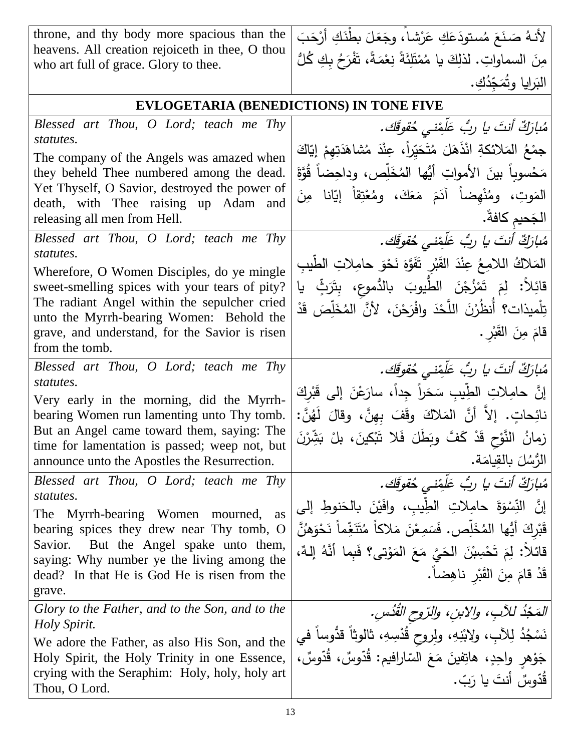| | |
|---|---|
| throne, and thy body more spacious than the heavens. All creation rejoiceth in thee, O thou who art full of grace. Glory to thee. | لأنـهُ صَـنَعَ مُستودَعَكِ عَرْشاً، وجَعَلَ بطْنَكِ أرْحَبَ مِنَ السماواتِ. لذلِكَ يا مُمْتَلِئَةً نِعْمَةً، تَفْرَحُ بِكِ كُلُّ البَرايا وتُمَجِّدُكِ. |
| **EVLOGETARIA (BENEDICTIONS) IN TONE FIVE** | |
| *Blessed art Thou, O Lord; teach me Thy statutes.*<br>The company of the Angels was amazed when they beheld Thee numbered among the dead. Yet Thyself, O Savior, destroyed the power of death, with Thee raising up Adam and releasing all men from Hell. | *مُبارَكٌ أنتَ يا ربُّ عَلِّمْني حُقوقَك.*<br>جمْعُ المَلائكةِ انْذَهَلَ مُتَحَيِّراً، عِنْدَ مُشاهَدَتِهِمْ إيّاكَ مَحْسوباً بينَ الأمواتِ أيُّها المُخَلِّص، وداحِضاً قُوَّةَ المَوتِ، ومُنْهِضاً آدَمَ مَعَكَ، ومُعْتِقاً إيّانا مِنَ الجَحيمِ كافةً. |
| *Blessed art Thou, O Lord; teach me Thy statutes.*<br>Wherefore, O Women Disciples, do ye mingle sweet-smelling spices with your tears of pity? The radiant Angel within the sepulcher cried unto the Myrrh-bearing Women: Behold the grave, and understand, for the Savior is risen from the tomb. | *مُبارَكٌ أنتَ يا ربُّ عَلِّمْني حُقوقَك.*<br>المَلاكُ اللامِعُ عِنْدَ القَبْرِ تَفَوَّهَ نَحْوَ حامِلاتِ الطِّيبِ قائِلاً: لِمَ تَمْزُجْنَ الطُّيوبَ بالدُّموعِ، بِتَرَثٍّ يا تِلْميذات؟ أُنظُرْنَ اللَّحْدَ وافْرَحْنَ، لأنَّ المُخَلِّصَ قَدْ قامَ مِنَ القَبْرِ. |
| *Blessed art Thou, O Lord; teach me Thy statutes.*<br>Very early in the morning, did the Myrrh-bearing Women run lamenting unto Thy tomb. But an Angel came toward them, saying: The time for lamentation is passed; weep not, but announce unto the Apostles the Resurrection. | *مُبارَكٌ أنتَ يا ربُّ عَلِّمْني حُقوقَك.*<br>إنَّ حامِلاتِ الطِّيبِ سَحَراً جِداً، سارَعْنَ إلى قَبْرِكَ نائِحاتٍ. إلاَّ أنَّ المَلاكَ وقَفَ بِهِنَّ، وقالَ لَهُنَّ: زمانُ النَّوْحِ قَدْ كَفَّ وبَطَلَ فَلا تَبْكينَ، بلْ بَشِّرْنَ الرُّسُلَ بالقِيامَة. |
| *Blessed art Thou, O Lord; teach me Thy statutes.*<br>The Myrrh-bearing Women mourned, as bearing spices they drew near Thy tomb, O Savior. But the Angel spake unto them, saying: Why number ye the living among the dead? In that He is God He is risen from the grave. | *مُبارَكٌ أنتَ يا ربُّ عَلِّمْني حُقوقَك.*<br>إنَّ النِّسْوَةَ حامِلاتِ الطِّيبِ، وافَيْنَ بالحَنوطِ إلى قَبْرِكَ أيُّها المُخَلِّص. فَسَمِعْنَ مَلاكاً مُتَنَغِّماً نَحْوَهُنَّ قائلاً: لِمَ تَحْسِبْنَ الحَيَّ مَعَ المَوْتى؟ فَبِما أنَّهُ إلهٌ، قَدْ قامَ مِنَ القَبْرِ ناهِضاً. |
| *Glory to the Father, and to the Son, and to the Holy Spirit.*<br>We adore the Father, as also His Son, and the Holy Spirit, the Holy Trinity in one Essence, crying with the Seraphim: Holy, holy, holy art Thou, O Lord. | *المَجْدُ للآبِ، والابنِ، والرّوحِ القُدُس.*<br>نَسْجُدُ لِلآبِ، ولابْنِهِ، ولِروحِ قُدْسِهِ، ثالوثاً قدُّوساً في جَوْهرٍ واحِدٍ، هاتِفينَ مَعَ السّارافيم: قُدّوسٌ، قُدّوسٌ، قُدّوسٌ أنتَ يا رَبّ. |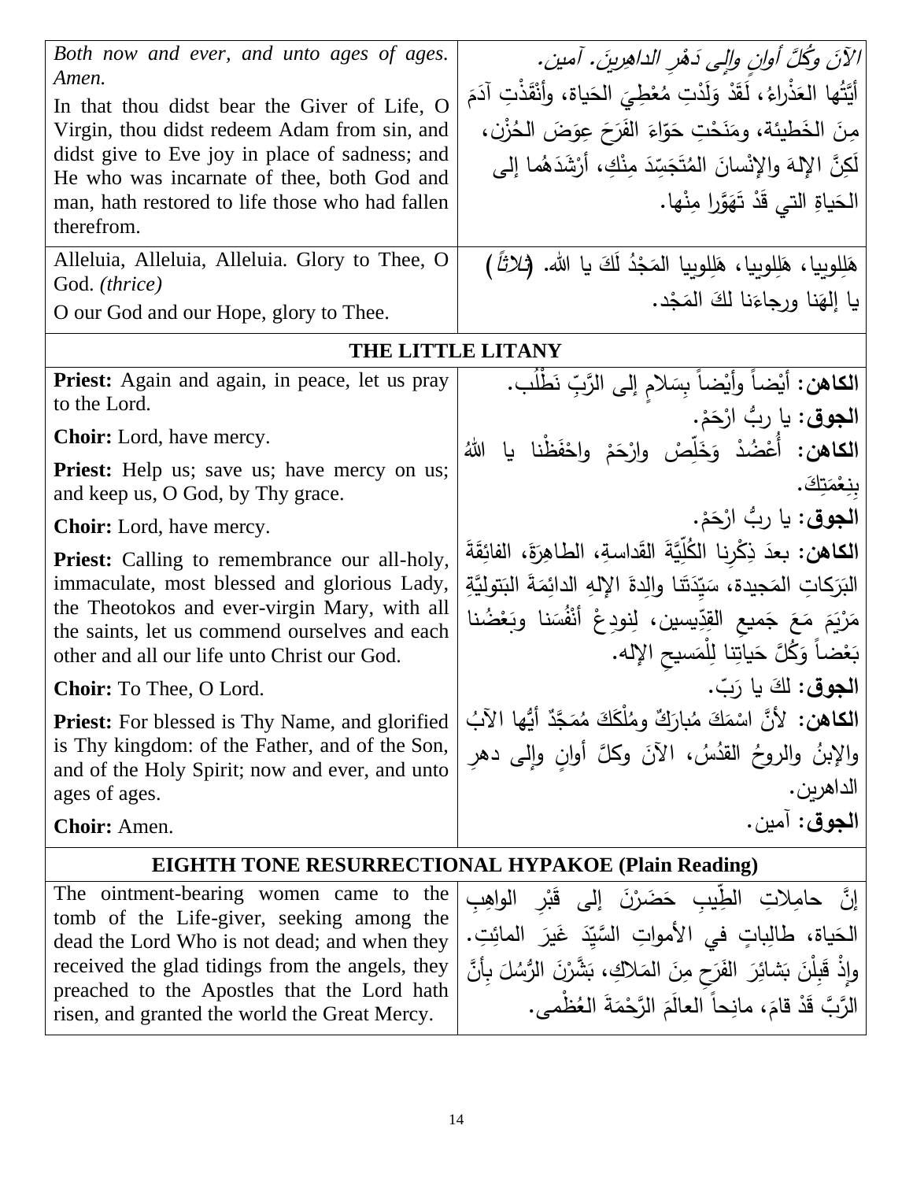| | |
|---|---|
| *Both now and ever, and unto ages of ages. Amen.* In that thou didst bear the Giver of Life, O Virgin, thou didst redeem Adam from sin, and didst give to Eve joy in place of sadness; and He who was incarnate of thee, both God and man, hath restored to life those who had fallen therefrom. | *الآنَ وكُلَّ أوانٍ وإلى دَهْرِ الداهِرينَ. آمين.* أيَّتُها العَذْراءُ، لَقَدْ وَلَدْتِ مُعْطِيَ الحَياة، وأنْقَذْتِ آدَمَ مِنَ الخَطيئة، ومَنَحْتِ حَوّاءَ الفَرَحَ عِوَضَ الحُزْن، لَكِنَّ الإلهَ والإنْسانَ المُتَجَسِّدَ مِنْكِ، أرْشَدَهُما إلى الحَياةِ التي قَدْ تَهَوَّرا مِنْها. |
| Alleluia, Alleluia, Alleluia. Glory to Thee, O God. *(thrice)* O our God and our Hope, glory to Thee. | هَلِلوييا، هَلِلوييا، هَلِلوييا المَجْدُ لَكَ يا الله. *(ثلاثاً)* يا إلهَنا ورجاءَنا لكَ المَجْد. |

## THE LITTLE LITANY

| | |
|---|---|
| **Priest:** Again and again, in peace, let us pray to the Lord. | **الكاهن:** أيْضاً وأيْضاً بِسَلامٍ إلى الرَّبِّ نَطْلُب. |
| **Choir:** Lord, have mercy. | **الجوق:** يا ربُّ ارْحَمْ. |
| **Priest:** Help us; save us; have mercy on us; and keep us, O God, by Thy grace. | **الكاهن:** أُعْضُدْ وَخَلِّصْ وارْحَمْ واحْفَظْنا يا اللهُ بِنِعْمَتِكَ. |
| **Choir:** Lord, have mercy. | **الجوق:** يا ربُّ ارْحَمْ. |
| **Priest:** Calling to remembrance our all-holy, immaculate, most blessed and glorious Lady, the Theotokos and ever-virgin Mary, with all the saints, let us commend ourselves and each other and all our life unto Christ our God. | **الكاهن:** بعدَ ذِكْرِنا الكُلِّيَّةَ القَداسةِ، الطاهِرَةَ، الفائِقَةَ البَرَكاتِ المَجيدة، سَيِّدَتَنا والِدةَ الإلهِ الدائِمَةَ البَتوليَّةِ مَرْيَمَ مَعَ جَميعِ القدِّيسين، لِنودِعْ أنْفُسَنا وبَعْضُنا بَعْضاً وَكُلَّ حَياتِنا لِلْمَسيحِ الإله. |
| **Choir:** To Thee, O Lord. | **الجوق:** لكَ يا رَبّ. |
| **Priest:** For blessed is Thy Name, and glorified is Thy kingdom: of the Father, and of the Son, and of the Holy Spirit; now and ever, and unto ages of ages. | **الكاهن:** لأنَّ اسْمَكَ مُبارَكٌ ومُلْكَكَ مُمَجَّدٌ أيُّها الآبُ والإبنُ والروحُ القدُسُ، الآنَ وكلَّ أوانٍ وإلى دهرِ الداهرين. |
| **Choir:** Amen. | **الجوق:** آمين. |

## EIGHTH TONE RESURRECTIONAL HYPAKOE (Plain Reading)

| | |
|---|---|
| The ointment-bearing women came to the tomb of the Life-giver, seeking among the dead the Lord Who is not dead; and when they received the glad tidings from the angels, they preached to the Apostles that the Lord hath risen, and granted the world the Great Mercy. | إنَّ حامِلاتِ الطِّيبِ حَضَرْنَ إلى قَبْرِ الواهِبِ الحَياة، طالِباتٍ في الأمواتِ السَّيِّدَ غَيرَ المائِتِ. وإذْ قَبِلْنَ بَشائِرَ الفَرَحِ مِنَ المَلاكِ، بَشَّرْنَ الرُّسُلَ بِأنَّ الرَّبَّ قَدْ قامَ، مانِحاً العالَمَ الرَّحْمَةَ العُظْمى. |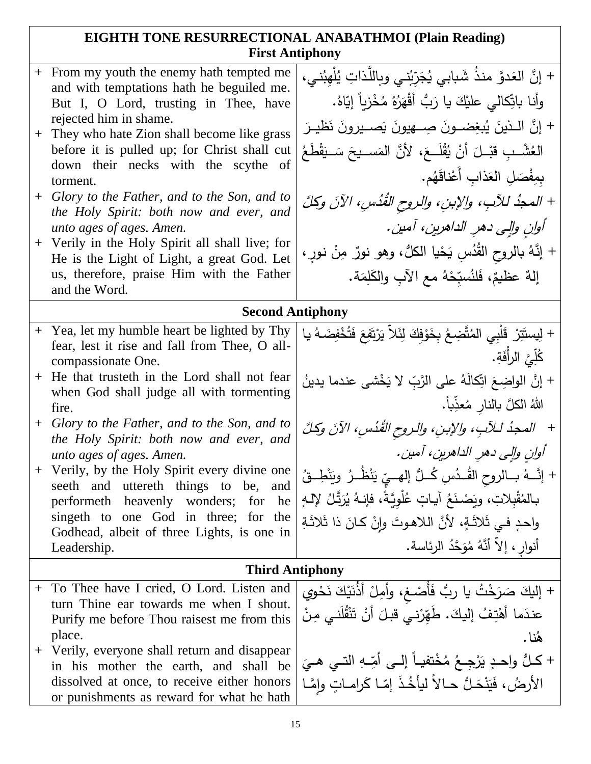| EIGHTH TONE RESURRECTIONAL ANABATHMOI (Plain Reading) First Antiphony | |
|---|---|
| + From my youth the enemy hath tempted me and with temptations hath he beguiled me. But I, O Lord, trusting in Thee, have rejected him in shame.<br>+ They who hate Zion shall become like grass before it is pulled up; for Christ shall cut down their necks with the scythe of torment.<br>+ *Glory to the Father, and to the Son, and to the Holy Spirit: both now and ever, and unto ages of ages. Amen.*<br>+ Verily in the Holy Spirit all shall live; for He is the Light of Light, a great God. Let us, therefore, praise Him with the Father and the Word. | + إنَّ العَدوَّ منذُ شَبابي يُجَرِّبُني وباللَّذاتِ يُلْهِبُني، وأنا باتِّكالي عليْكَ يا رَبُّ أَقْهَرُهُ مُخْزِياً إيّاهُ.<br>+ إنَّ الذينَ يُبغِضونَ صِهيونَ يَصيرونَ نَظيرَ العُشْبِ قبْلَ أنْ يُقْلَعَ، لأنَّ المَسيحَ سَيَقْطَعُ بِمِفْصَلِ العَذابِ أَعْناقَهُم.<br>+ *المجدُ للآبِ، والإبنِ، والروحِ القُدُسِ، الآنَ وكلَّ أوانٍ وإلى دهرِ الداهرين، آمين.*<br>+ إنَّهُ بالروحِ القُدُسِ يَحْيا الكلُّ، وهو نورٌ مِنْ نورٍ، إلهٌ عظيمٌ، فَلنُسبِّحْهُ مع الآبِ والكَلِمَة. |
| **Second Antiphony** | |
| + Yea, let my humble heart be lighted by Thy fear, lest it rise and fall from Thee, O all-compassionate One.<br>+ He that trusteth in the Lord shall not fear when God shall judge all with tormenting fire.<br>+ *Glory to the Father, and to the Son, and to the Holy Spirit: both now and ever, and unto ages of ages. Amen.*<br>+ Verily, by the Holy Spirit every divine one seeth and uttereth things to be, and performeth heavenly wonders; for he singeth to one God in three; for the Godhead, albeit of three Lights, is one in Leadership. | + ليستَتِرْ قَلْبِي المُتَّضِعُ بِخَوْفِكَ لِئَلاّ يَرْتَفِعَ فَتُخْفِضَهُ يا كُلِّيَّ الرأْفَةِ.<br>+ إنَّ الواضِعَ اتِّكالَهُ على الرَّبِّ لا يَخْشى عندما يدينُ اللهُ الكلَّ بالنارِ مُعذِّباً.<br>+ *المجدُ للآبِ، والإبنِ، والروحِ القُدُسِ، الآنَ وكلَّ أوانٍ وإلى دهرِ الداهرين، آمين.*<br>+ إنَّهُ بالروحِ القُدُسِ كُلُّ إلهيٍّ يَنْظُرُ ويَنْطِقُ بالمُقْبِلاتِ، ويَصْنَعُ آياتٍ عُلْوِيَّةً، فإنهُ يُرَتِّلُ لإلهٍ واحدٍ في ثَلاثَةٍ، لأنَّ اللاهوتَ وإنْ كانَ ذا ثَلاثَةِ أنوارٍ، إلاّ أنَّهُ مُوَحَّدُ الرئاسة. |
| **Third Antiphony** | |
| + To Thee have I cried, O Lord. Listen and turn Thine ear towards me when I shout. Purify me before Thou raisest me from this place.<br>+ Verily, everyone shall return and disappear in his mother the earth, and shall be dissolved at once, to receive either honors or punishments as reward for what he hath | + إليكَ صَرَخْتُ يا ربُّ فَأَصْغِ، وأَمِلْ أُذُنَيْكَ نَحْوي عندَما أهْتِفُ إليكَ. طَهِّرْني قبلَ أنْ تَنْقُلَني مِنْ هُنا.<br>+ كلُّ واحدٍ يَرْجِعُ مُخْتفياً إلى أمِّهِ التي هيَ الأرضُ، فَيَنْحَلُّ حالاً ليأخُذَ إمّا كَراماتٍ وإمّا |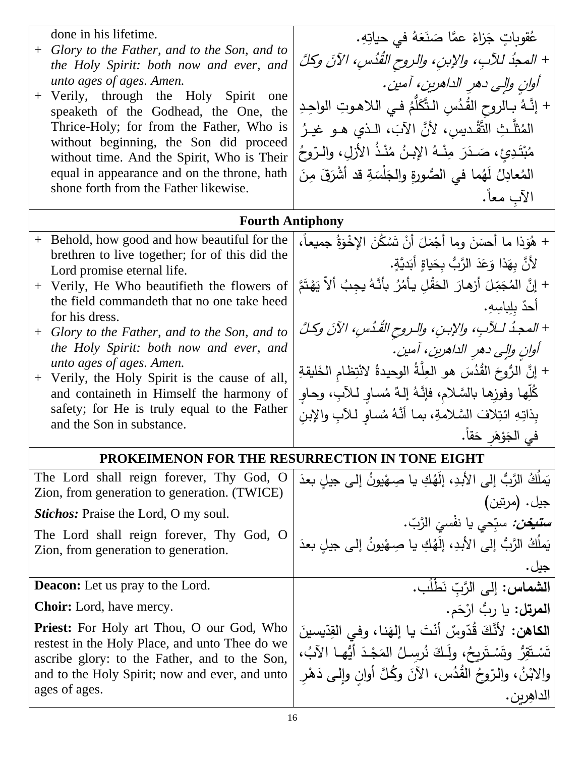| | |
|---|---|
| done in his lifetime.<br>+ *Glory to the Father, and to the Son, and to the Holy Spirit: both now and ever, and unto ages of ages. Amen.*<br>+ Verily, through the Holy Spirit one speaketh of the Godhead, the One, the Thrice-Holy; for from the Father, Who is without beginning, the Son did proceed without time. And the Spirit, Who is Their equal in appearance and on the throne, hath shone forth from the Father likewise. | عُقوباتٍ جَزاءً عمَّا صَنَعَهُ في حياتِهِ.<br>+ *المجدُ للآبِ، والإبنِ، والروحِ القُدُسِ، الآنَ وكلَّ أوانٍ وإلى دهرِ الداهرين، آمين.*<br>+ إنَّهُ بالروحِ القُدُسِ التَّكَلُّمُ في اللاهوتِ الواحِدِ المُثلَّثِ التَّقْديسِ، لأنَّ الآبَ، الذي هو غيرُ مُبْتَدِئٍ، صَدَرَ مِنْهُ الإبنُ مُنْذُ الأزلِ، والرّوحُ المُعادِلُ لَهُما في الصُّورةِ والجَلْسَةِ قد أَشْرَقَ مِنَ الآبِ معاً. |

**Fourth Antiphony**

| | |
|---|---|
| + Behold, how good and how beautiful for the brethren to live together; for of this did the Lord promise eternal life.<br>+ Verily, He Who beautifieth the flowers of the field commandeth that no one take heed for his dress.<br>+ *Glory to the Father, and to the Son, and to the Holy Spirit: both now and ever, and unto ages of ages. Amen.*<br>+ Verily, the Holy Spirit is the cause of all, and containeth in Himself the harmony of safety; for He is truly equal to the Father and the Son in substance. | + هُوَذا ما أحسَنَ وما أجْمَلَ أنْ تَسْكُنَ الإخْوَةُ جميعاً، لأنَّ بِهَذا وَعَدَ الرَّبُّ بِحَياةٍ أبَديَّةٍ.<br>+ إنَّ المُجَمِّلَ أزهارَ الحَقْلِ يأمُرُ بأنَّهُ يجِبُ ألاّ يَهْتَمَّ أحدٌ بِلِباسِهِ.<br>+ *المجدُ للآبِ، والإبنِ، والروحِ القُدُسِ، الآنَ وكلَّ أوانٍ وإلى دهرِ الداهرين، آمين.*<br>+ إنَّ الرُّوحَ القُدُسَ هو العِلَّةُ الوحيدةُ لانْتِظامِ الخَليقةِ كُلِّها وفوزِها بالسَّلامِ، فإنَّهُ إلهٌ مُساوٍ للآبِ، وحاوٍ بِذاتِهِ ائتِلافَ السَّلامةِ، بما أنَّهُ مُساوٍ للآبِ والإبنِ في الجَوْهَرِ حَقاً. |

**PROKEIMENON FOR THE RESURRECTION IN TONE EIGHT**

| | |
|---|---|
| The Lord shall reign forever, Thy God, O Zion, from generation to generation. (TWICE) | يَملُكُ الرَّبُّ إلى الأبدِ، إلَهُكِ يا صِهْيونُ إلى جيلٍ بعدَ جيل. (مرتين) |
| ***Stichos:*** Praise the Lord, O my soul. | ***ستيخن:*** سبِّحي يا نفْسيَ الرَّبّ. |
| The Lord shall reign forever, Thy God, O Zion, from generation to generation. | يَملُكُ الرَّبُّ إلى الأبدِ، إلَهُكِ يا صِهْيونُ إلى جيلٍ بعدَ جيل. |
| **Deacon:** Let us pray to the Lord. | **الشماس:** إلى الرَّبِّ نَطْلُب. |
| **Choir:** Lord, have mercy. | **المرتل:** يا ربُّ ارْحَم. |
| **Priest:** For Holy art Thou, O our God, Who restest in the Holy Place, and unto Thee do we ascribe glory: to the Father, and to the Son, and to the Holy Spirit; now and ever, and unto ages of ages. | **الكاهن:** لأنَّكَ قُدّوسٌ أنْتَ يا إلهَنا، وفي القِدّيسينَ تَسْتَقِرُّ وتَسْتَريحُ، ولَكَ نُرسِلُ المَجْدَ أيُّها الآبُ، والابْنُ، والرّوحُ القُدُس، الآنَ وكُلَّ أوانٍ وإلى دَهْرِ الداهِرين. |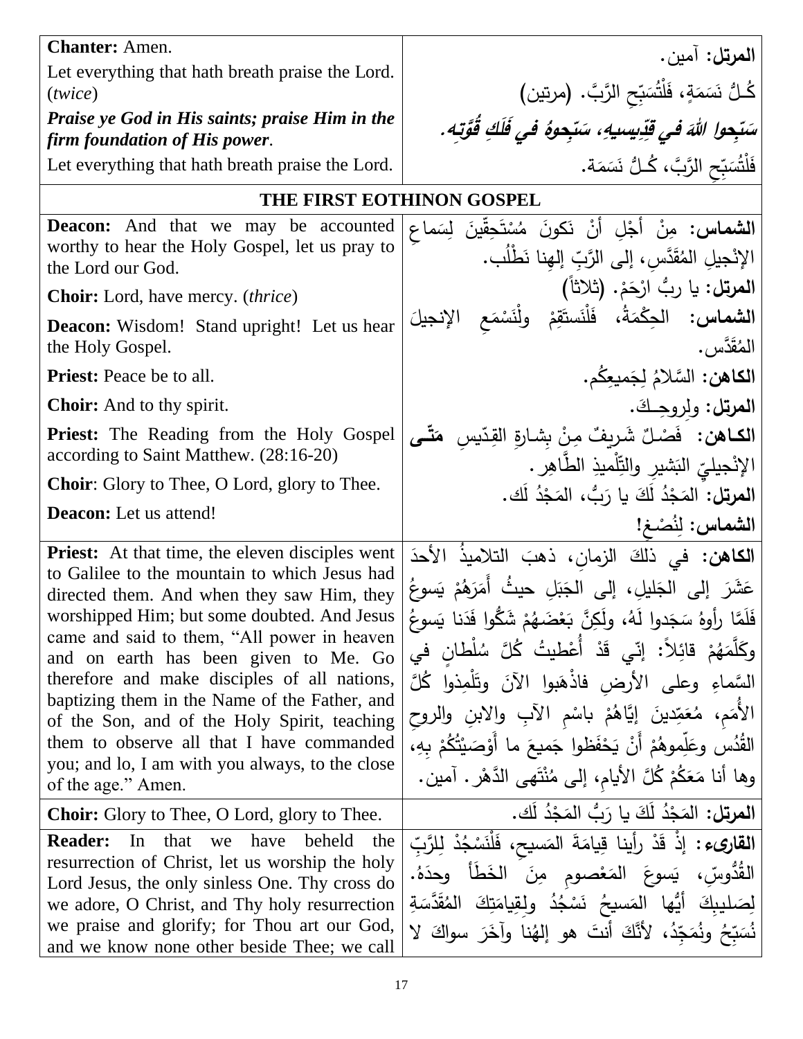| | |
|---|---|
| **Chanter:** Amen.<br>Let everything that hath breath praise the Lord. (*twice*)<br>***Praise ye God in His saints; praise Him in the firm foundation of His power*.**<br>Let everything that hath breath praise the Lord. | **المرتل:** آمين.<br>كُـلُّ نَسَمَةٍ، فَلْتُسَبِّحِ الرَّبَّ. (مرتين)<br>***سَبِّحوا اللهَ في قدِّيسيهِ، سَبِّحوهُ في فَلَكِ قُوَّتِه.***<br>فَلْتُسَبِّحِ الرَّبَّ، كُـلُّ نَسَمَة. |

## THE FIRST EOTHINON GOSPEL

| | |
|---|---|
| **Deacon:** And that we may be accounted worthy to hear the Holy Gospel, let us pray to the Lord our God. | **الشماس:** مِنْ أَجْلِ أَنْ نَكونَ مُسْتَحِقّينَ لِسَماعِ الإنْجيلِ المُقَدَّسِ، إلى الرَّبِّ إلهِنا نَطْلُب. |
| **Choir:** Lord, have mercy. (*thrice*) | **المرتل:** يا ربُّ ارْحَمْ. (ثلاثاً) |
| **Deacon:** Wisdom! Stand upright! Let us hear the Holy Gospel. | **الشماس:** الحِكْمَةُ، فَلْنَستَقِمْ ولْنَسْمَعِ الإنجيلَ المُقَدَّس. |
| **Priest:** Peace be to all. | **الكاهن:** السَّلامُ لِجَميعِكُم. |
| **Choir:** And to thy spirit. | **المرتل:** ولِروحِـكَ. |
| **Priest:** The Reading from the Holy Gospel according to Saint Matthew. (28:16-20) | **الكـاهن:** فَصْلٌ شَريفٌ مِنْ بِشارةِ القِدّيسِ **مَتّى** الإنْجيليِّ البَشيرِ والتِّلْميذِ الطَّاهِر. |
| **Choir**: Glory to Thee, O Lord, glory to Thee. | **المرتل:** المَجْدُ لَكَ يا رَبُّ، المَجْدُ لَك. |
| **Deacon:** Let us attend! | **الشماس:** لِنُصْغ! |
| **Priest:** At that time, the eleven disciples went to Galilee to the mountain to which Jesus had directed them. And when they saw Him, they worshipped Him; but some doubted. And Jesus came and said to them, "All power in heaven and on earth has been given to Me. Go therefore and make disciples of all nations, baptizing them in the Name of the Father, and of the Son, and of the Holy Spirit, teaching them to observe all that I have commanded you; and lo, I am with you always, to the close of the age." Amen. | **الكاهن:** في ذلكَ الزمانِ، ذهبَ التلاميذُ الأحدَ عَشَرَ إلى الجَليلِ، إلى الجَبَلِ حيثُ أَمَرَهُمْ يَسوعُ فَلَمَّا رأوهُ سَجَدوا لَهُ، ولَكِنَّ بَعْضَهُمْ شَكُّوا فَدَنا يَسوعُ وكَلَّمَهُمْ قائِلاً: إنّي قَدْ أُعْطيتُ كُلَّ سُلْطانٍ في السَّماءِ وعلى الأرضِ فاذْهَبوا الآنَ وتَلْمِذوا كُلَّ الأُمَمِ، مُعَمِّدينَ إيَّاهُمْ باسْمِ الآبِ والابنِ والروحِ القُدُس وعَلِّموهُمْ أَنْ يَحْفَظوا جَميعَ ما أَوْصَيْتُكُمْ بِهِ، وها أنا مَعَكُمْ كُلَّ الأيامِ، إلى مُنْتَهى الدَّهْر. آمين. |
| **Choir:** Glory to Thee, O Lord, glory to Thee. | **المرتل:** المَجْدُ لَكَ يا رَبُّ المَجْدُ لَك. |
| **Reader:** In that we have beheld the resurrection of Christ, let us worship the holy Lord Jesus, the only sinless One. Thy cross do we adore, O Christ, and Thy holy resurrection we praise and glorify; for Thou art our God, and we know none other beside Thee; we call | **القارىء:** إذْ قَدْ رأينا قِيامَةَ المَسيحِ، فَلْنَسْجُدْ لِلرَّبِّ القُدُّوسِ، يَسوعَ المَعْصومِ مِنَ الخَطَأ وحدَهُ. لِصَليبِكَ أيُّها المَسيحُ نَسْجُدُ ولِقِيامَتِكَ المُقَدَّسَةِ نُسَبِّحُ ونُمَجِّدُ، لأنَّكَ أنتَ هو إلهُنا وآخَرَ سواكَ لا |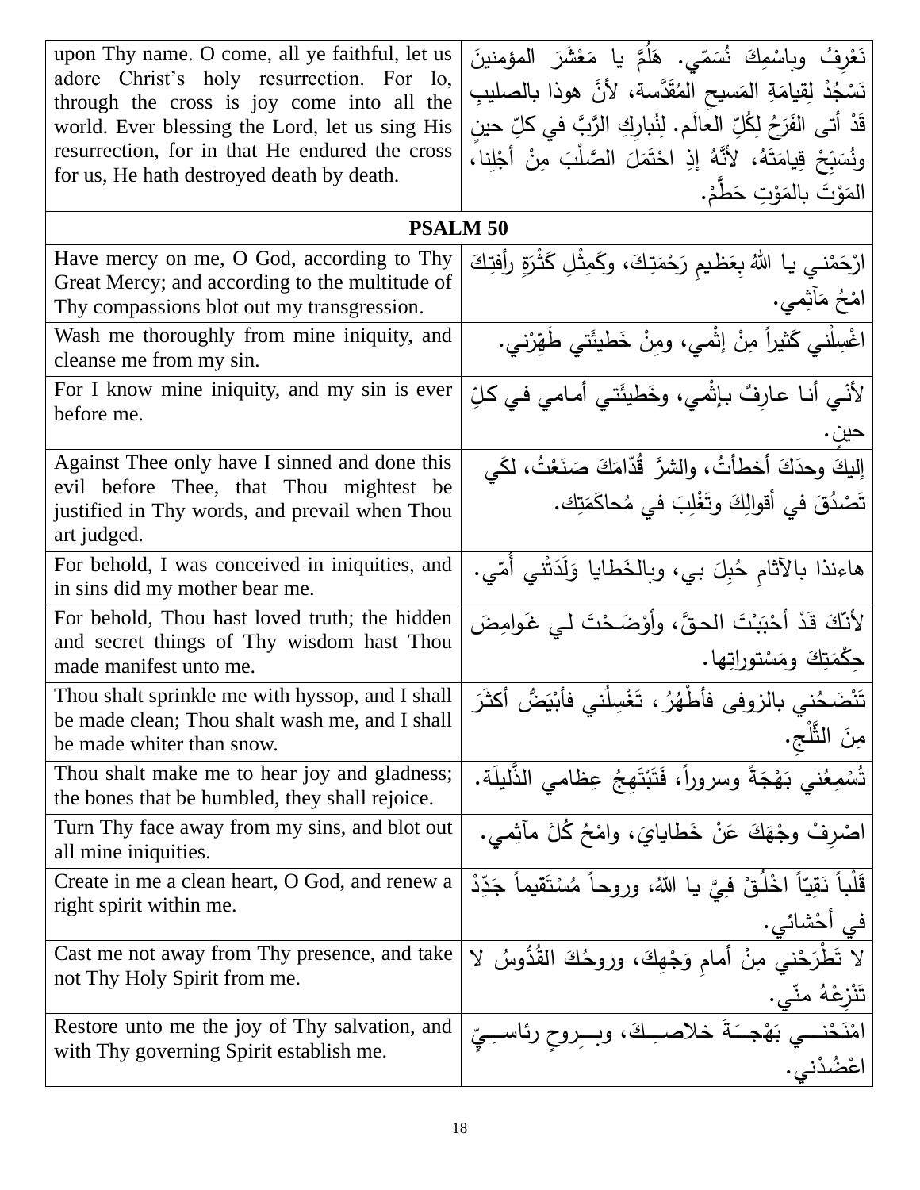| | |
|---|---|
| upon Thy name. O come, all ye faithful, let us adore Christ's holy resurrection. For lo, through the cross is joy come into all the world. Ever blessing the Lord, let us sing His resurrection, for in that He endured the cross for us, He hath destroyed death by death. | نَعْرِفُ وباسْمِكَ نُسَمّي. هَلُمَّ يا مَعْشَرَ المؤمنينَ نَسْجُدْ لِقيامَةِ المَسيحِ المُقَدَّسة، لأنَّ هوذا بالصليبِ قَدْ أتى الفَرَحُ لِكُلِّ العالَم. لِنُبارِكِ الرَّبَّ في كلِّ حينٍ ونُسَبِّحْ قِيامَتَهُ، لأنَّهُ إذِ احْتَمَلَ الصَّلْبَ مِنْ أجْلِنا، المَوْتَ بالمَوْتِ حَطَّمْ. |
| **PSALM 50** | |
| Have mercy on me, O God, according to Thy Great Mercy; and according to the multitude of Thy compassions blot out my transgression. | ارْحَمْني يا اللهُ بِعَظيمِ رَحْمَتِكَ، وكَمِثْلِ كَثْرَةِ رأفتِكَ امْحُ مَآثِمي. |
| Wash me thoroughly from mine iniquity, and cleanse me from my sin. | اغْسِلْني كَثيراً مِنْ إثْمي، ومِنْ خَطيئَتي طَهِّرْني. |
| For I know mine iniquity, and my sin is ever before me. | لأنّي أنا عارِفٌ بإثْمي، وخَطيئَتي أمامي في كلِّ حينٍ. |
| Against Thee only have I sinned and done this evil before Thee, that Thou mightest be justified in Thy words, and prevail when Thou art judged. | إليكَ وحدَكَ أخطأتُ، والشرَّ قُدّامَكَ صَنَعْتُ، لكَي تَصْدُقَ في أقوالِكَ وتَغْلِبَ في مُحاكَمَتِك. |
| For behold, I was conceived in iniquities, and in sins did my mother bear me. | هاءنذا بالآثامِ حُبِلَ بي، وبالخَطايا وَلَدَتْني أُمّي. |
| For behold, Thou hast loved truth; the hidden and secret things of Thy wisdom hast Thou made manifest unto me. | لأنّكَ قَدْ أحْبَبْتَ الحقَّ، وأوْضَحْتَ لي غَوامِضَ حِكْمَتِكَ ومَسْتوراتِها. |
| Thou shalt sprinkle me with hyssop, and I shall be made clean; Thou shalt wash me, and I shall be made whiter than snow. | تَنْضَحُني بالزوفى فأطْهُرُ، تَغْسِلُني فأبْيَضُّ أكثَرَ مِنَ الثَّلْجِ. |
| Thou shalt make me to hear joy and gladness; the bones that be humbled, they shall rejoice. | تُسْمِعُني بَهْجَةً وسروراً، فَتَبْتَهِجُ عِظامي الذَّليلَة. |
| Turn Thy face away from my sins, and blot out all mine iniquities. | اصْرِفْ وجْهَكَ عَنْ خَطايايَ، وامْحُ كُلَّ مآثِمي. |
| Create in me a clean heart, O God, and renew a right spirit within me. | قَلْباً نَقِيّاً اخْلُقْ فِيَّ يا اللهُ، وروحاً مُسْتَقيماً جَدِّدْ في أحْشائي. |
| Cast me not away from Thy presence, and take not Thy Holy Spirit from me. | لا تَطْرَحْني مِنْ أمامِ وَجْهِكَ، وروحُكَ القُدُّوسُ لا تَنْزِعْهُ منّي. |
| Restore unto me the joy of Thy salvation, and with Thy governing Spirit establish me. | امْنَحْني بَهْجَةَ خلاصِكَ، وبِروحٍ رئاسِيٍّ اعْضُدْني. |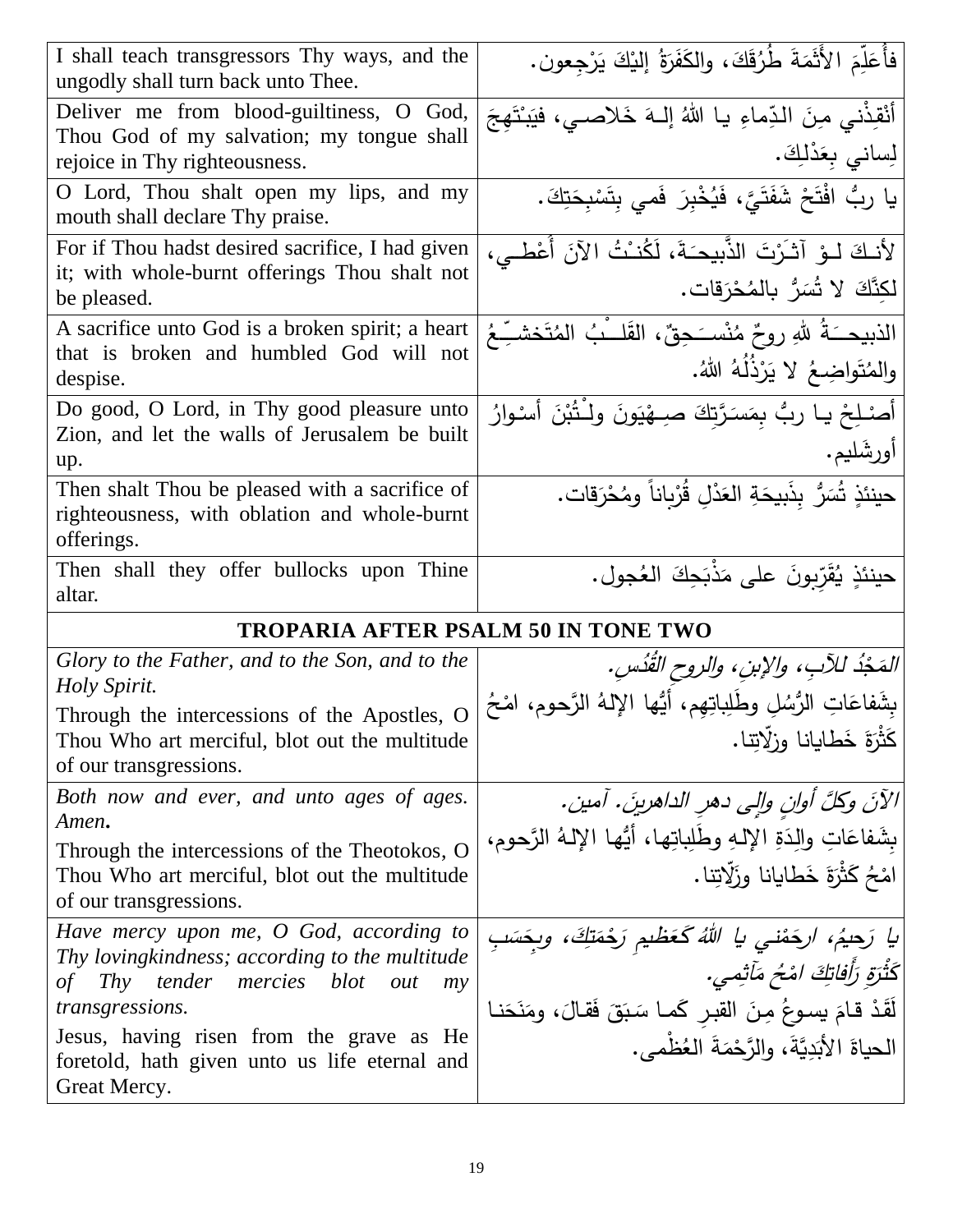| | |
|---|---|
| I shall teach transgressors Thy ways, and the ungodly shall turn back unto Thee. | فأُعَلِّمَ الأَثَمَةَ طُرُقَكَ، والكَفَرَةُ إليْكَ يَرْجِعون. |
| Deliver me from blood-guiltiness, O God, Thou God of my salvation; my tongue shall rejoice in Thy righteousness. | أنْقِذْني مِنَ الدِّماءِ يا اللهُ إلهَ خَلاصي، فيَبْتَهِجَ لِساني بِعَدْلِكَ. |
| O Lord, Thou shalt open my lips, and my mouth shall declare Thy praise. | يا ربُّ افْتَحْ شَفَتَيَّ، فَيُخْبِرَ فَمي بِتَسْبِحَتِكَ. |
| For if Thou hadst desired sacrifice, I had given it; with whole-burnt offerings Thou shalt not be pleased. | لأنكَ لوْ آثَرْتَ الذَّبيحَةَ، لَكُنْتُ الآنَ أُعْطي، لكِنَّكَ لا تُسَرُّ بالمُحْرَقات. |
| A sacrifice unto God is a broken spirit; a heart that is broken and humbled God will not despise. | الذبيحَةُ للهِ روحٌ مُنْسَحِقٌ، القَلْبُ المُتَخشِّعُ والمُتَواضِعُ لا يَرْذُلُهُ اللهُ. |
| Do good, O Lord, in Thy good pleasure unto Zion, and let the walls of Jerusalem be built up. | أصْلِحْ يا ربُّ بِمَسَرَّتِكَ صِهْيَونَ ولْتُبْنَ أسْوارُ أورشَليم. |
| Then shalt Thou be pleased with a sacrifice of righteousness, with oblation and whole-burnt offerings. | حينئذٍ تُسَرُّ بِذَبيحَةِ العَدْلِ قُرْباناً ومُحْرَقات. |
| Then shall they offer bullocks upon Thine altar. | حينئذٍ يُقَرِّبونَ على مَذْبَحِكَ العُجول. |
| **TROPARIA AFTER PSALM 50 IN TONE TWO** | |
| *Glory to the Father, and to the Son, and to the Holy Spirit.*<br>Through the intercessions of the Apostles, O Thou Who art merciful, blot out the multitude of our transgressions. | *المَجْدُ للآبِ، والإبنِ، والروحِ القُدُس.*<br>بِشَفاعَاتِ الرُّسُلِ وطَلِباتِهِم، أيُّها الإلهُ الرَّحوم، امْحُ كَثْرَةَ خَطايانا وزلّاتِنا. |
| *Both now and ever, and unto ages of ages. Amen.*<br>Through the intercessions of the Theotokos, O Thou Who art merciful, blot out the multitude of our transgressions. | *الآنَ وكلَّ أوانٍ وإلى دهرِ الداهرينَ. آمين.*<br>بِشَفاعَاتِ والِدَةِ الإلهِ وطَلِباتِها، أيُّها الإلهُ الرَّحوم، امْحُ كَثْرَةَ خَطايانا وزَلّاتِنا. |
| *Have mercy upon me, O God, according to Thy lovingkindness; according to the multitude of Thy tender mercies blot out my transgressions.*<br>Jesus, having risen from the grave as He foretold, hath given unto us life eternal and Great Mercy. | *يا رَحيمُ، ارحَمْني يا اللهُ كَعَظيمِ رَحْمَتِكَ، وبِحَسَبِ كَثْرَةِ رَأفاتِكَ امْحُ مَآثِمي.*<br>لَقَدْ قامَ يسوعُ مِنَ القبرِ كَما سَبَقَ فَقالَ، ومَنَحَنا الحياةَ الأبَدِيَّةَ، والرَّحْمَةَ العُظْمى. |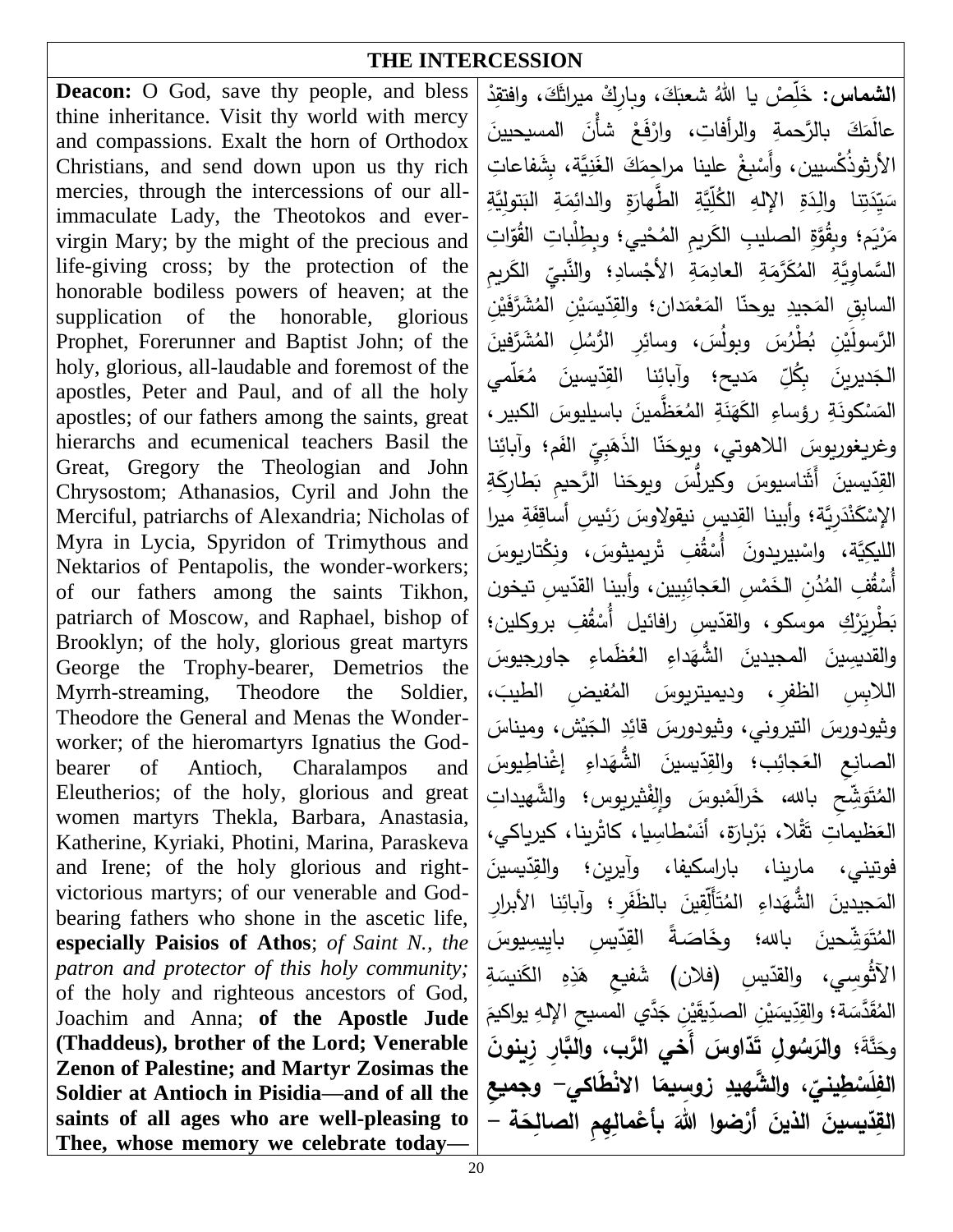# THE INTERCESSION

**Deacon:** O God, save thy people, and bless thine inheritance. Visit thy world with mercy and compassions. Exalt the horn of Orthodox Christians, and send down upon us thy rich mercies, through the intercessions of our all-immaculate Lady, the Theotokos and ever-virgin Mary; by the might of the precious and life-giving cross; by the protection of the honorable bodiless powers of heaven; at the supplication of the honorable, glorious Prophet, Forerunner and Baptist John; of the holy, glorious, all-laudable and foremost of the apostles, Peter and Paul, and of all the holy apostles; of our fathers among the saints, great hierarchs and ecumenical teachers Basil the Great, Gregory the Theologian and John Chrysostom; Athanasios, Cyril and John the Merciful, patriarchs of Alexandria; Nicholas of Myra in Lycia, Spyridon of Trimythous and Nektarios of Pentapolis, the wonder-workers; of our fathers among the saints Tikhon, patriarch of Moscow, and Raphael, bishop of Brooklyn; of the holy, glorious great martyrs George the Trophy-bearer, Demetrios the Myrrh-streaming, Theodore the Soldier, Theodore the General and Menas the Wonder-worker; of the hieromartyrs Ignatius the God-bearer of Antioch, Charalampos and Eleutherios; of the holy, glorious and great women martyrs Thekla, Barbara, Anastasia, Katherine, Kyriaki, Photini, Marina, Paraskeva and Irene; of the holy glorious and right-victorious martyrs; of our venerable and God-bearing fathers who shone in the ascetic life, **especially Paisios of Athos**; *of Saint N., the patron and protector of this holy community;* of the holy and righteous ancestors of God, Joachim and Anna; **of the Apostle Jude (Thaddeus), brother of the Lord; Venerable Zenon of Palestine; and Martyr Zosimas the Soldier at Antioch in Pisidia**—**and of all the saints of all ages who are well-pleasing to Thee, whose memory we celebrate today**—

**الشماس:** خَلِّصْ يا اللهُ شعبَكَ، وبارِكْ ميراثَكَ، وافتقِدْ عالَمَكَ بالرَّحمةِ والرأفاتِ، وارْفَعْ شأْنَ المسيحيينَ الأرثوذُكْسيين، وأَسْبِغْ علينا مراحِمَكَ الغَنِيَّة، بِشَفاعاتِ سَيِّدَتِنا والِدَةِ الإلهِ الكُلِّيَّةِ الطَّهارَةِ والدائِمَةِ البَتولِيَّةِ مَرْيَم؛ وبِقُوَّةِ الصليبِ الكَريمِ المُحْيي؛ وبِطِلْباتِ القُوّاتِ السَّماوِيَّةِ المُكَرَّمَةِ العادِمَةِ الأجْسادِ؛ والنَّبيِّ الكَريمِ السابِقِ المَجيدِ يوحنّا المَعْمَدان؛ والقِدّيسَيْنِ المُشَرَّفَيْنِ الرَّسولَيْنِ بُطْرُسَ وبولُسَ، وسائِرِ الرُّسُلِ المُشَرَّفينَ الجَديرينَ بِكُلِّ مَديح؛ وآبائِنا القِدّيسينَ مُعَلّمي المَسْكونَةِ رؤساءِ الكَهَنَةِ المُعَظَّمينَ باسيليوسَ الكبير، وغريغوريوسَ اللاهوتي، ويوحَنّا الذَهَبِيِّ الفَم؛ وآبائِنا القِدّيسينَ أَثَناسيوسَ وكيرلُّسَ ويوحَنا الرَّحيمِ بَطارِكَةِ الإسْكَنْدَريَّة؛ وأبينا القِديسِ نيقولاوسَ رَئيسِ أساقِفَةِ ميرا الليكِيَّة، واسْبيريدونَ أُسْقُفِ تْريميثوسَ، ونِكْتاريوسَ أُسْقُفِ المُدُنِ الخَمْسِ العَجائِبِيين، وأبينا القدّيسِ تيخون بَطْرِيَرْكِ موسكو، والقدّيسِ رافائيل أُسْقُفِ بروكلين؛ والقديسينَ المجيدينَ الشُّهَداءِ العُظَماءِ جاورجيوسَ اللابِسِ الظفرِ، وديميتريوسَ المُفيضِ الطيبَ، وثيودورسَ التيروني، وثيودورسَ قائِدِ الجَيْش، وميناسَ الصانِعِ العَجائِب؛ والقِدّيسينَ الشُّهَداءِ إغْناطِيوسَ المُتَوَشِّحِ بالله، خَرالَمْبوسَ وإلِفْثيريوس؛ والشَّهيداتِ العَظيماتِ تَقْلا، بَرْبارَة، أَنَسْطاسِيا، كاتْرينا، كيرياكي، فوتيني، مارينا، باراسكيفا، وآيرين؛ والقِدّيسينَ المَجيدينَ الشُّهَداءِ المُتَأَلِّقينَ بالظَفَر؛ وآبائِنا الأبرارِ المُتَوَشِّحينَ بالله؛ وخَاصَةً القِدّيسِ بايِيسِيوسَ الآثوسي، والقدّيسِ (فلان) شَفيعِ هَذِهِ الكَنيسَةِ المُقَدَّسَة؛ والقِدّيسَيْنِ الصدّيقَيْنِ جَدَّي المسيحِ الإلهِ يواكيمَ وحَنَّةَ؛ **والرَسُولِ تَدّاوسَ أَخي الرَّب، والبَّارِ زينونَ الفِلَسْطِينيّ، والشَّهيدِ زوسِيمَا الانْطَاكي− وجميعِ القدّيسينَ الذينَ أرْضوا اللهَ بأعْمالِهِمِ الصالِحَة −**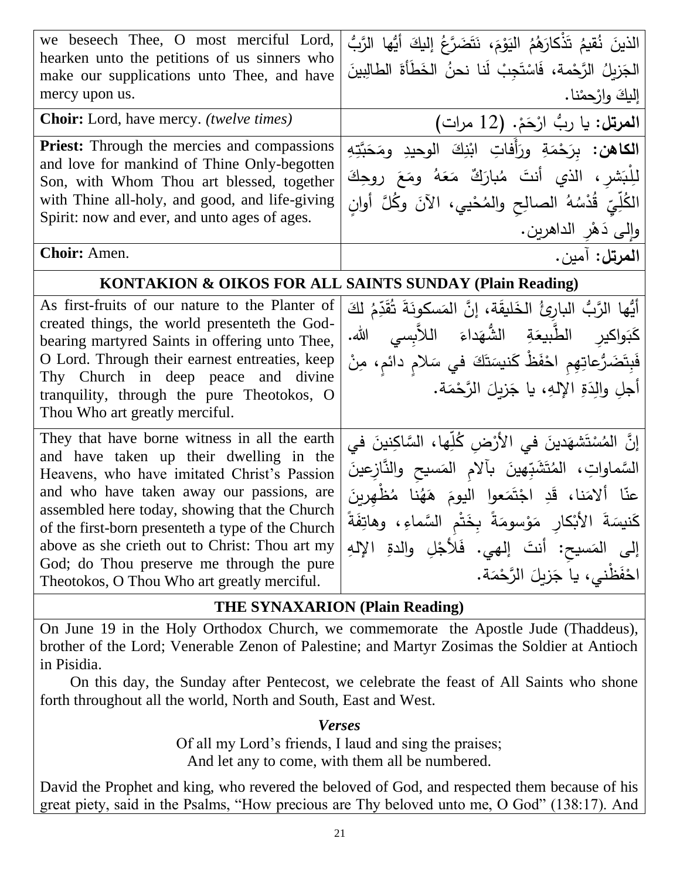| | |
|---|---|
| we beseech Thee, O most merciful Lord, hearken unto the petitions of us sinners who make our supplications unto Thee, and have mercy upon us. | الذينَ نُقيمُ تَذْكارَهُمُ اليَوْمَ، نَتَضَرَّعُ إليكَ أيُّها الرَّبُّ الجَزيلُ الرَّحْمة، فَاسْتَجِبْ لَنا نحنُ الخَطَأةَ الطالِبينَ إليكَ وارْحمْنا. |
| **Choir:** Lord, have mercy. *(twelve times)* | **المرتل:** يا ربُّ ارْحَمْ. (12 مرات) |
| **Priest:** Through the mercies and compassions and love for mankind of Thine Only-begotten Son, with Whom Thou art blessed, together with Thine all-holy, and good, and life-giving Spirit: now and ever, and unto ages of ages. | **الكاهن:** بِرَحْمَةِ ورَأفاتِ ابْنِكَ الوحيدِ ومَحَبَّتِهِ لِلْبَشرِ، الذي أنتَ مُبارَكٌ مَعَهُ ومَعَ روحِكَ الكُلِّيِّ قُدْسُهُ الصالِحِ والمُحْيي، الآنَ وكُلَّ أوانٍ وإلى دَهْرِ الداهرين. |
| **Choir:** Amen. | **المرتل:** آمين. |

## KONTAKION & OIKOS FOR ALL SAINTS SUNDAY (Plain Reading)

| | |
|---|---|
| As first-fruits of our nature to the Planter of created things, the world presenteth the God-bearing martyred Saints in offering unto Thee, O Lord. Through their earnest entreaties, keep Thy Church in deep peace and divine tranquility, through the pure Theotokos, O Thou Who art greatly merciful. | أيُّها الرَّبُّ البارِئُ الخَليقَة، إنَّ المَسكونَةَ تُقَدِّمُ لكَ كَبَواكيرِ الطَّبيعَةِ الشُّهَداءَ اللاَّبِسي الله. فَبِتَضَرُّعاتِهِم احْفَظْ كَنيسَتَكَ في سَلامٍ دائمٍ، مِنْ أجلِ والِدَةِ الإلهِ، يا جَزيلَ الرَّحْمَة. |
| They that have borne witness in all the earth and have taken up their dwelling in the Heavens, who have imitated Christ's Passion and who have taken away our passions, are assembled here today, showing that the Church of the first-born presenteth a type of the Church above as she crieth out to Christ: Thou art my God; do Thou preserve me through the pure Theotokos, O Thou Who art greatly merciful. | إنَّ المُسْتَشْهَدينَ في الأرْضِ كُلِّها، السَّاكِنينَ في السَّماواتِ، المُتَشَبِّهينَ بآلامِ المَسيحِ والنَّازِعينَ عنّا ألامَنا، قَدِ اجْتَمَعوا اليومَ هَهُنا مُظْهِرينَ كَنيسَةَ الأبْكارِ مَوْسومَةً بِخَتْمِ السَّماءِ، وهاتِفَةً إلى المَسيحِ: أنتَ إلهي. فَلأجْلِ والدةِ الإلهِ احْفَظْني، يا جَزيلَ الرَّحْمَة. |

## THE SYNAXARION (Plain Reading)

On June 19 in the Holy Orthodox Church, we commemorate the Apostle Jude (Thaddeus), brother of the Lord; Venerable Zenon of Palestine; and Martyr Zosimas the Soldier at Antioch in Pisidia.

On this day, the Sunday after Pentecost, we celebrate the feast of All Saints who shone forth throughout all the world, North and South, East and West.

***Verses***

Of all my Lord's friends, I laud and sing the praises;
And let any to come, with them all be numbered.

David the Prophet and king, who revered the beloved of God, and respected them because of his great piety, said in the Psalms, "How precious are Thy beloved unto me, O God" (138:17). And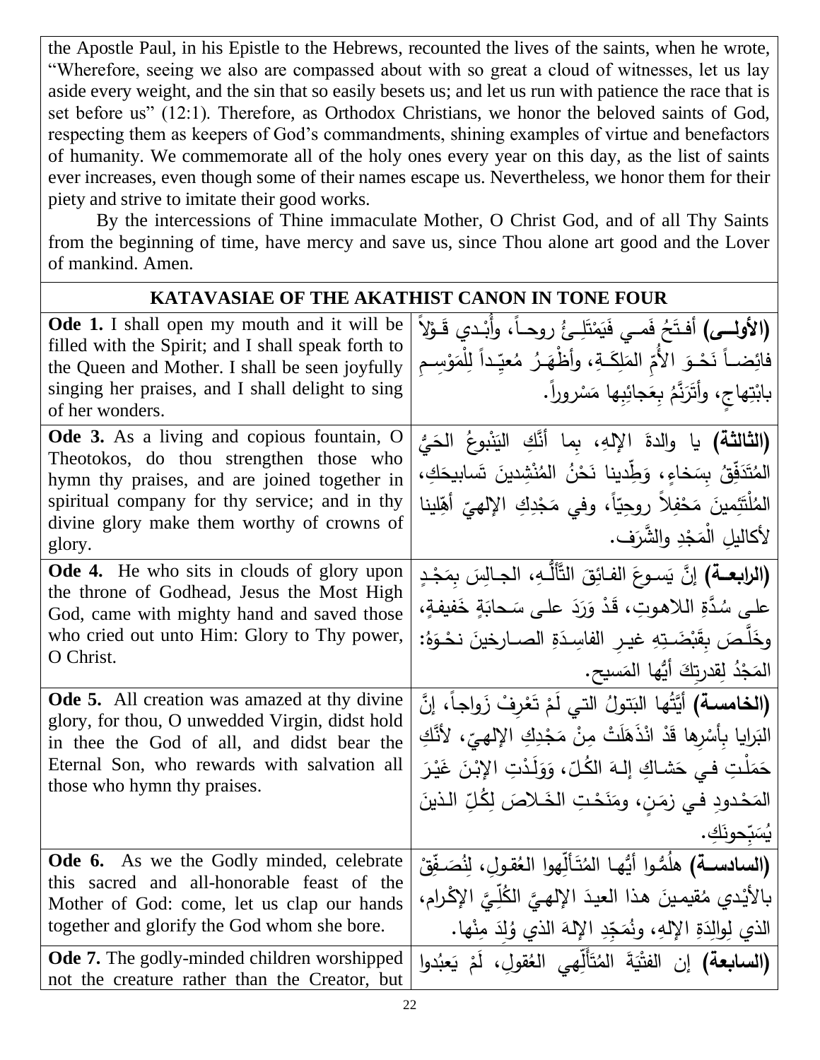the Apostle Paul, in his Epistle to the Hebrews, recounted the lives of the saints, when he wrote, "Wherefore, seeing we also are compassed about with so great a cloud of witnesses, let us lay aside every weight, and the sin that so easily besets us; and let us run with patience the race that is set before us" (12:1). Therefore, as Orthodox Christians, we honor the beloved saints of God, respecting them as keepers of God's commandments, shining examples of virtue and benefactors of humanity. We commemorate all of the holy ones every year on this day, as the list of saints ever increases, even though some of their names escape us. Nevertheless, we honor them for their piety and strive to imitate their good works.

By the intercessions of Thine immaculate Mother, O Christ God, and of all Thy Saints from the beginning of time, have mercy and save us, since Thou alone art good and the Lover of mankind. Amen.

| KATAVASIAE OF THE AKATHIST CANON IN TONE FOUR | |
|---|---|
| **Ode 1.** I shall open my mouth and it will be filled with the Spirit; and I shall speak forth to the Queen and Mother. I shall be seen joyfully singing her praises, and I shall delight to sing of her wonders. | **(الأولـى)** أفـتَحُ فَمـي فَيَمْتَلِـئُ روحـاً، وأُبْـدي قَـوْلاً فائِضـاً نَحْـوَ الأُمِّ المَلِكَـةِ، وأظْهَـرُ مُعيِّداً لِلْمَوْسِـمِ بابْتِهاجٍ، وأتَرَنَّمُ بِعَجائِبِها مَسْروراً. |
| **Ode 3.** As a living and copious fountain, O Theotokos, do thou strengthen those who hymn thy praises, and are joined together in spiritual company for thy service; and in thy divine glory make them worthy of crowns of glory. | **(الثالثة)** يا والدةَ الإلهِ، بِما أنَّكِ اليَنْبوعُ الحَيُّ المُتَدَفِّقُ بِسَخاءٍ، وَطِّدينا نَحْنُ المُنْشِدينَ تَسابيحَكِ، المُلْتَئِمينَ مَحْفِلاً روحِيّاً، وفي مَجْدِكِ الإلهيّ أهِّلينا لأكاليلِ الْمَجْدِ والشَّرَف. |
| **Ode 4.** He who sits in clouds of glory upon the throne of Godhead, Jesus the Most High God, came with mighty hand and saved those who cried out unto Him: Glory to Thy power, O Christ. | **(الرابعـة)** إنَّ يَسـوعَ الفـائِقَ التَّأَلُّـهِ، الجـالِسَ بِمَجْـدٍ على سُدَّةِ اللاهوتِ، قَدْ وَرَدَ على سَحابَةٍ خَفيفةٍ، وخَلَّـصَ بِقَبْضَـتِهِ غيـرِ الفاسِـدَةِ الصـارخينَ نحْـوَهُ: المَجْدُ لِقدرتِكَ أيُّها المَسيح. |
| **Ode 5.** All creation was amazed at thy divine glory, for thou, O unwedded Virgin, didst hold in thee the God of all, and didst bear the Eternal Son, who rewards with salvation all those who hymn thy praises. | **(الخامسـة)** أيَّتُها البَتولُ التي لَمْ تَعْرِفْ زَواجاً، إنَّ البَرايا بِأسْرِها قَدْ انْذَهَلَتْ مِنْ مَجْدِكِ الإلهيّ، لأنَّكِ حَمَلْتِ فـي حَشـاكِ إلـهَ الكُلّ، وَوَلَـدْتِ الإبْنَ غَيْـرَ المَحْـدودِ فـي زمَـنٍ، ومَنَحْـتِ الخَـلاصَ لِكُلِّ الـذينَ يُسَبِّحونَكِ. |
| **Ode 6.** As we the Godly minded, celebrate this sacred and all-honorable feast of the Mother of God: come, let us clap our hands together and glorify the God whom she bore. | **(السادسـة)** هلُمُّوا أيُّهـا المُتَـألِّهوا العُقـولِ، لِنُصَـفِّقْ بالأيْدي مُقيمينَ هذا العيدَ الإلهـيَّ الكُلِّـيَّ الإكْرام، الذي لِوالِدَةِ الإلهِ، ونُمَجِّدِ الإلهَ الذي وُلِدَ مِنْها. |
| **Ode 7.** The godly-minded children worshipped not the creature rather than the Creator, but | **(السابعة)** إن الفتْيَةَ المُتَألِّهي العُقولِ، لَمْ يَعبُدوا |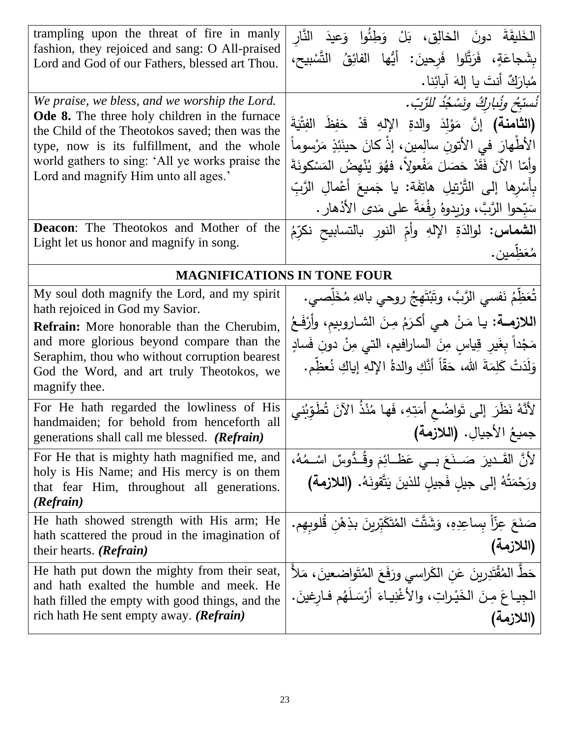| | |
|---|---|
| trampling upon the threat of fire in manly fashion, they rejoiced and sang: O All-praised Lord and God of our Fathers, blessed art Thou. | الخَليقَةَ دونَ الخالِقِ، بَلْ وَطِئُوا وَعيدَ النَّارِ بِشَجاعَةٍ، فَرَتَّلوا فَرِحينَ: أيُّها الفائِقُ التَّسْبيح، مُبارَكٌ أنتَ يا إلهَ آبائِنا. |
| *We praise, we bless, and we worship the Lord.*<br>**Ode 8.** The three holy children in the furnace the Child of the Theotokos saved; then was the type, now is its fulfillment, and the whole world gathers to sing: 'All ye works praise the Lord and magnify Him unto all ages.' | *نُسبِّحُ ونُباركُ ونَسْجُدُ للرَّبّ.*<br>**(الثامنة)** إنَّ مَوْلِدَ والدةِ الإلهِ قَدْ حَفِظَ الفِتْيَةَ الأطْهارَ في الأتونِ سالِمين، إذْ كانَ حينَئِذٍ مَرْسوماً وأمّا الآنَ فَقَدْ حَصَلَ مَفْعولاً، فهُوَ يُنْهِضُ المَسْكونَةَ بِأَسْرِها إلى التَّرْتيلِ هاتِفَة: يا جَميعَ أعْمالِ الرَّبِّ سَبِّحوا الرَّبَّ، وزيدوهُ رِفْعَةً على مَدى الأدْهار. |
| **Deacon**: The Theotokos and Mother of the Light let us honor and magnify in song. | **الشماس:** لوالدَةِ الإلهِ وأمِّ النورِ بالتسابيحِ نكرِّمُ مُعَظِّمين. |
| **MAGNIFICATIONS IN TONE FOUR** | |
| My soul doth magnify the Lord, and my spirit hath rejoiced in God my Savior.<br>**Refrain:** More honorable than the Cherubim, and more glorious beyond compare than the Seraphim, thou who without corruption bearest God the Word, and art truly Theotokos, we magnify thee. | تُعَظِّمُ نَفسي الرَّبَّ، وتَبْتَهِجُ روحي باللهِ مُخَلِّصي.<br>**اللازمة:** يا مَنْ هي أكرَمُ مِنَ الشاروبيمِ، وأرْفَعُ مَجْداً بِغَيرِ قِياسٍ مِنَ السارافيم، التي مِنْ دونِ فَسادٍ وَلَدَتْ كَلِمَةَ الله، حَقّاً أنَّكِ والدةُ الإلهِ إياكِ نُعظِّم. |
| For He hath regarded the lowliness of His handmaiden; for behold from henceforth all generations shall call me blessed. ***(Refrain)*** | لأنَّهُ نَظَرَ إلى تَواضُعِ أمَتِهِ، فَها مُنْذُ الآنَ تُطَوِّبُني جميعُ الأجيالِ. **(اللازمة)** |
| For He that is mighty hath magnified me, and holy is His Name; and His mercy is on them that fear Him, throughout all generations. ***(Refrain)*** | لأنَّ القَديرَ صَنَعَ بي عَظائِمَ وقُدُّوسٌ اسْمُهُ، ورَحْمَتُهُ إلى جيلٍ فَجيلٍ للذينَ يَتَّقونَهُ. **(اللازمة)** |
| He hath showed strength with His arm; He hath scattered the proud in the imagination of their hearts. ***(Refrain)*** | صَنَعَ عِزّاً بِساعِدِهِ، وَشَتَّتَ المُتَكَبِّرينَ بذِهْنِ قُلوبِهِم. **(اللازمة)** |
| He hath put down the mighty from their seat, and hath exalted the humble and meek. He hath filled the empty with good things, and the rich hath He sent empty away. ***(Refrain)*** | حَطَّ المُقْتَدِرينَ عَنِ الكَراسي ورَفَعَ المُتَواضعينَ، مَلأَ الجِياعَ مِنَ الخَيْراتِ، والأغْنِياءَ أرْسَلَهُم فارِغينَ. **(اللازمة)** |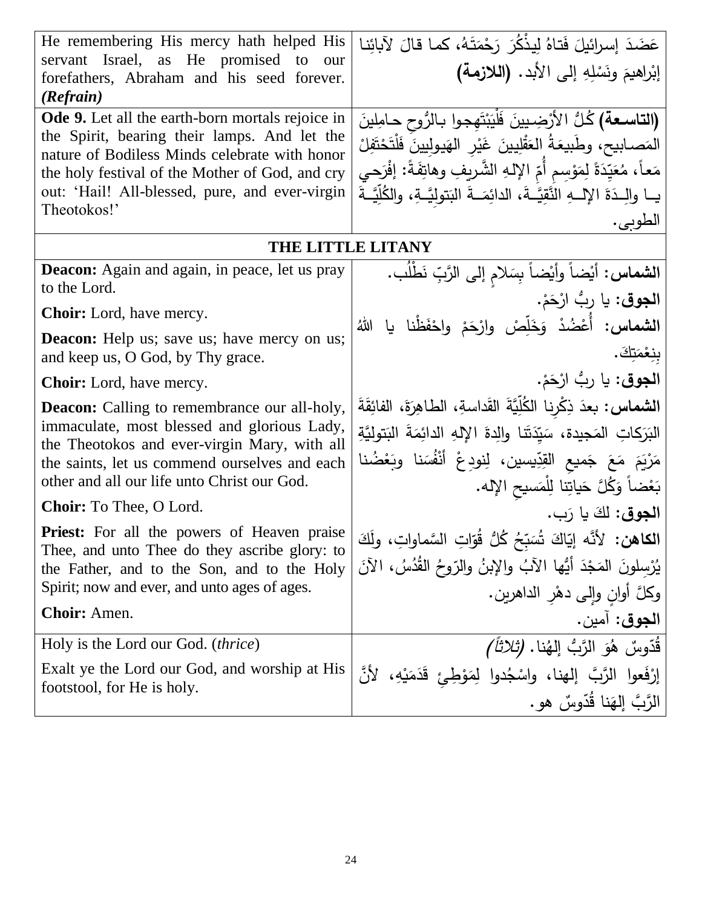| He remembering His mercy hath helped His servant Israel, as He promised to our forefathers, Abraham and his seed forever. ***(Refrain)*** | عَضَدَ إسرائيلَ فَتاهُ لِيذْكُرَ رَحْمَتَهُ، كما قالَ لآبائِنا إبْراهيمَ ونَسْلِهِ إلى الأبد. **(اللازمة)** |
|---|---|
| **Ode 9.** Let all the earth-born mortals rejoice in the Spirit, bearing their lamps. And let the nature of Bodiless Minds celebrate with honor the holy festival of the Mother of God, and cry out: 'Hail! All-blessed, pure, and ever-virgin Theotokos!' | **(التاسعة)** كُلُّ الأرْضِيينَ فَلْيَبْتَهِجوا بالرُّوحِ حامِلينَ المَصابيح، وطَبيعَةُ العَقْلِيينَ غَيْرِ الهَيولِيينَ فَلْتَحْتَفِلْ مَعاً، مُعَيِّدَةً لِمَوْسِمِ أُمِّ الإلهِ الشَّريفِ وهاتِفَةً: إفْرَحي يا والِدَةَ الإلهِ النَّقِيَّةَ، الدائِمَةَ البَتولِيَّةِ، والكُلِّيَّةَ الطوبى. |

## THE LITTLE LITANY

| | |
|---|---|
| **Deacon:** Again and again, in peace, let us pray to the Lord. | **الشماس:** أيْضاً وأيْضاً بِسَلامٍ إلى الرَّبِّ نَطْلُب. |
| **Choir:** Lord, have mercy. | **الجوق:** يا ربُّ ارْحَمْ. |
| **Deacon:** Help us; save us; have mercy on us; and keep us, O God, by Thy grace. | **الشماس:** أَعْضُدْ وَخَلِّصْ وارْحَمْ واحْفَظْنا يا اللهُ بِنِعْمَتِكَ. |
| **Choir:** Lord, have mercy. | **الجوق:** يا ربُّ ارْحَمْ. |
| **Deacon:** Calling to remembrance our all-holy, immaculate, most blessed and glorious Lady, the Theotokos and ever-virgin Mary, with all the saints, let us commend ourselves and each other and all our life unto Christ our God. | **الشماس:** بعدَ ذِكْرِنا الكُلِّيَّةَ القَداسةِ، الطاهِرَةَ، الفائِقَةَ البَرَكاتِ المَجيدة، سَيِّدَتَنا والِدةَ الإلهِ الدائِمَةَ البَتولِيَّةِ مَرْيَمَ مَعَ جَميعِ القِدِّيسين، لِنودِعْ أنْفُسَنا وبَعْضُنا بَعْضاً وَكُلَّ حَياتِنا لِلْمَسيحِ الإله. |
| **Choir:** To Thee, O Lord. | **الجوق:** لكَ يا رَب. |
| **Priest:** For all the powers of Heaven praise Thee, and unto Thee do they ascribe glory: to the Father, and to the Son, and to the Holy Spirit; now and ever, and unto ages of ages. | **الكاهن:** لأنَّه إيّاكَ تُسَبِّحُ كُلُّ قُوّاتِ السَّماواتِ، ولَكَ يُرْسِلونَ المَجْدَ أيُّها الآبُ والإبنُ والرّوحُ القُدُسُ، الآنَ وكلَّ أوانٍ وإلى دهْرِ الداهرين. |
| **Choir:** Amen. | **الجوق:** آمين. |
| Holy is the Lord our God. (*thrice*) | قُدّوسٌ هُوَ الرَّبُّ إلهُنا. *(ثلاثاً)* |
| Exalt ye the Lord our God, and worship at His footstool, for He is holy. | إرْفَعوا الرَّبَّ إلهنا، واسْجُدوا لِمَوْطِئِ قَدَمَيْهِ، لأنَّ الرَّبَّ إلهَنا قُدّوسٌ هو. |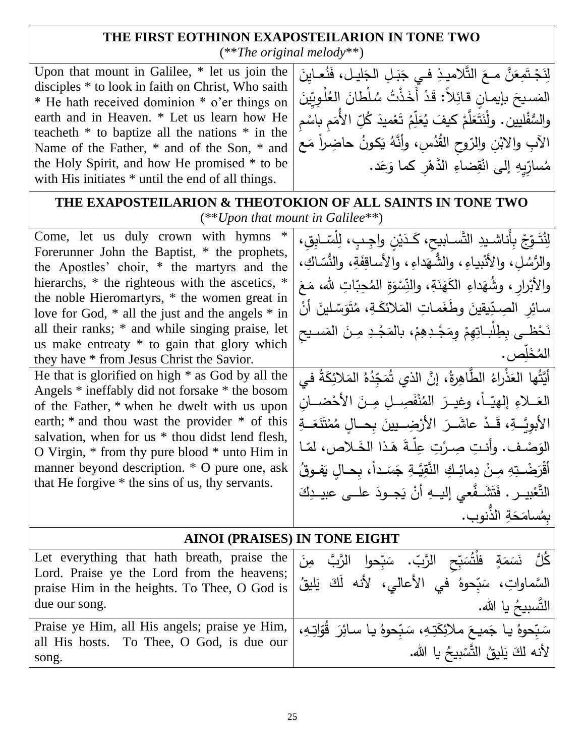| THE FIRST EOTHINON EXAPOSTEILARION IN TONE TWO (*\*The original melody\**) | |
|---|---|
| Upon that mount in Galilee, * let us join the disciples * to look in faith on Christ, Who saith * He hath received dominion * o'er things on earth and in Heaven. * Let us learn how He teacheth * to baptize all the nations * in the Name of the Father, * and of the Son, * and the Holy Spirit, and how He promised * to be with His initiates * until the end of all things. | لِنَجْتَمِعَنَّ مَعَ التَّلاميذِ في جَبَلِ الجَليلِ، فَنُعايِنَ المَسيحَ بإيمانٍ قائِلاً: قَدْ أَخَذْتُ سُلْطانَ العُلْوِيّينَ والسُّفْليين. ولْنَتَعَلَّمْ كيفَ يُعَلِّمُ تَعْميدَ كُلِّ الأُمَمِ باسْمِ الآبِ والابْنِ والرّوحِ القُدُسِ، وأَنَّهُ يَكونُ حاضِراً مَعَ مُسارِّيهِ إلى انْقِضاءِ الدَّهْرِ كما وَعَد. |
| **THE EXAPOSTEILARION & THEOTOKION OF ALL SAINTS IN TONE TWO** (*\*Upon that mount in Galilee\**) | |
| Come, let us duly crown with hymns * Forerunner John the Baptist, * the prophets, the Apostles' choir, * the martyrs and the hierarchs, * the righteous with the ascetics, * the noble Hieromartyrs, * the women great in love for God, * all the just and the angels * in all their ranks; * and while singing praise, let us make entreaty * to gain that glory which they have * from Jesus Christ the Savior. | لِنُتَوِّجْ بِأَناشيدِ التَّسابيحِ، كَدَيْنٍ واجِبٍ، لِلسّابِقِ، والرُّسُلِ، والأَنْبياءِ، والشُّهَداءِ، والأساقِفَةِ، والنُّسّاكِ، والأَبْرارِ، وشُهَداءِ الكَهَنَةِ، والنِّسْوَةِ المُحِبّاتِ لله، مَعَ سائِرِ الصِدّيقينَ وطَغَماتِ المَلائكَةِ، مُتَوَسّلينَ أَنْ نَحْظى بِطِلْباتِهِمْ ومَجْدِهِمْ، بالمَجْدِ مِنَ المَسيحِ المُخَلِّص. |
| He that is glorified on high * as God by all the Angels * ineffably did not forsake * the bosom of the Father, * when he dwelt with us upon earth; * and thou wast the provider * of this salvation, when for us * thou didst lend flesh, O Virgin, * from thy pure blood * unto Him in manner beyond description. * O pure one, ask that He forgive * the sins of us, thy servants. | أَيَّتُها العَذْراءُ الطّاهِرَةُ، إنَّ الذي تُمَجِّدُهُ المَلائِكَةُ في العَلاءِ إلهيّاً، وغيرَ المُنْفَصِلِ مِنَ الأَحْضانِ الأبويَّةِ، قَدْ عاشَرَ الأرْضيينَ بِحالٍ مُتَنَعَةِ الوَصْف. وأنتِ صِرْتِ عِلّةَ هَذا الخَلاص، لمّا أَقْرَضْتِهِ مِنْ دِمائِكِ النَّقِيَّةِ جَسَداً، بِحالٍ يَفوقُ التَّعْبير. فَتَشَفَّعي إليهِ أَنْ يَجودَ على عبيدِكَ بِمُسامَحَةِ الذُّنوب. |
| **AINOI (PRAISES) IN TONE EIGHT** | |
| Let everything that hath breath, praise the Lord. Praise ye the Lord from the heavens; praise Him in the heights. To Thee, O God is due our song. | كُلُّ نَسَمَةٍ فلْتُسَبِّحِ الرَّبّ. سَبِّحوا الرَّبَّ مِنَ السَّماواتِ، سَبِّحوهُ في الأعالي، لأنه لَكَ يَليقُ التَّسبيحُ يا الله. |
| Praise ye Him, all His angels; praise ye Him, all His hosts. To Thee, O God, is due our song. | سَبِّحوهُ يا جَميعَ ملائِكَتِهِ، سَبِّحوهُ يا سائِرَ قُوّاتِهِ، لأنه لكَ يَليقُ التَّسْبيحُ يا الله. |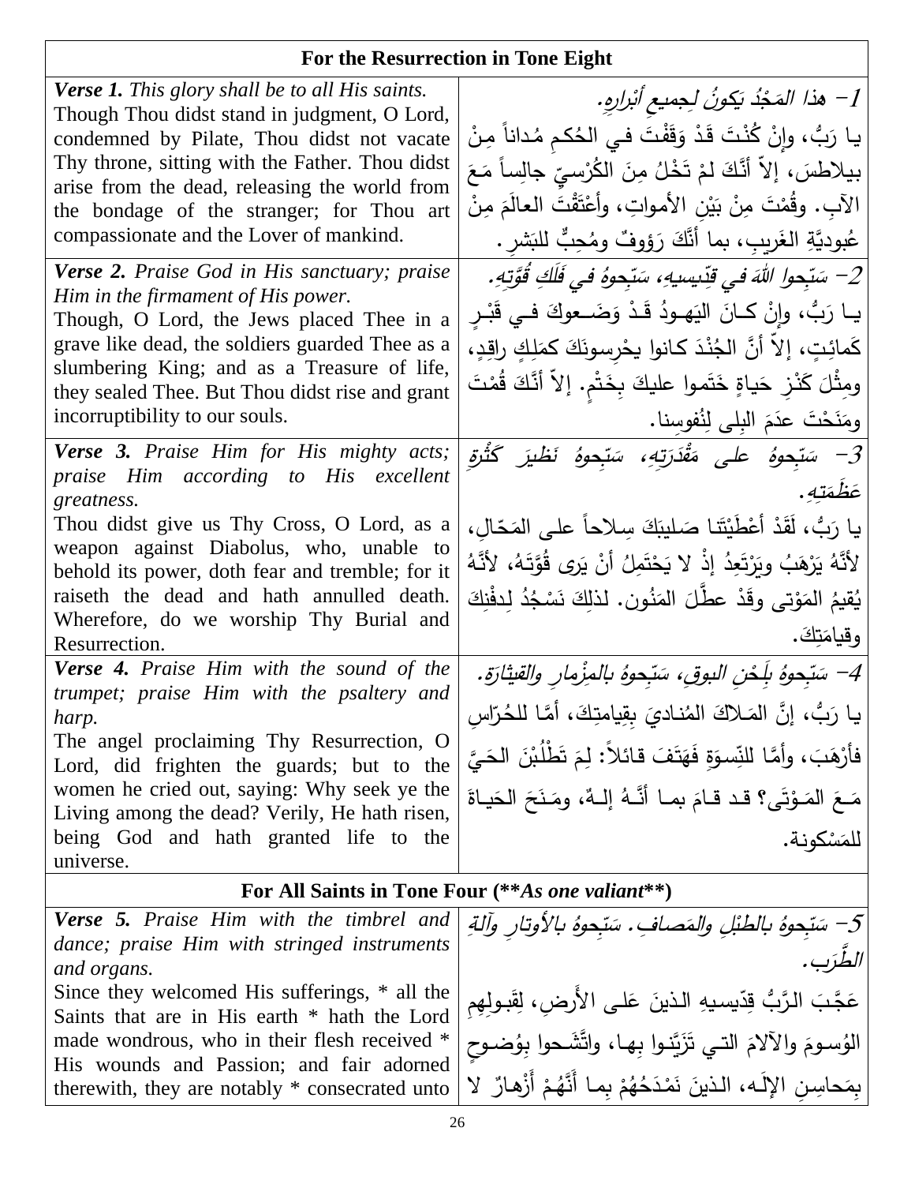| For the Resurrection in Tone Eight | |
|---|---|
| ***Verse 1.*** *This glory shall be to all His saints.*<br>Though Thou didst stand in judgment, O Lord, condemned by Pilate, Thou didst not vacate Thy throne, sitting with the Father. Thou didst arise from the dead, releasing the world from the bondage of the stranger; for Thou art compassionate and the Lover of mankind. | *1- هذا المَجْدُ يَكونُ لِجميعِ أبْرارِهِ.*<br>يا رَبُّ، وإنْ كُنْتَ قَدْ وَقَفْتَ في الحُكمِ مُداناً مِنْ بيلاطسَ، إلاّ أنَّكَ لمْ تَخْلُ مِنَ الكُرْسيِّ جالِساً مَعَ الآبِ. وقُمْتَ مِنْ بَيْنِ الأمواتِ، وأعْتَقْتَ العالَمَ مِنْ عُبوديَّةِ الغَريبِ، بما أنَّكَ رَؤوفٌ ومُحِبٌّ للبَشرِ. |
| ***Verse 2.*** *Praise God in His sanctuary; praise Him in the firmament of His power.*<br>Though, O Lord, the Jews placed Thee in a grave like dead, the soldiers guarded Thee as a slumbering King; and as a Treasure of life, they sealed Thee. But Thou didst rise and grant incorruptibility to our souls. | *2- سَبِّحوا اللهَ في قِدّيسيهِ، سَبِّحوهُ في فَلَكِ قُوَّتِهِ.*<br>يا رَبُّ، وإنْ كانَ اليَهودُ قَدْ وَضَعوكَ في قَبْرٍ كَمائِتٍ، إلاّ أنَّ الجُنْدَ كانوا يحْرِسونَكَ كمَلِكٍ راقِدٍ، ومِثْلَ كَنْزِ حَياةٍ خَتَموا عليكَ بِخَتْمٍ. إلاّ أنَّكَ قُمْتَ ومَنَحْتَ عدَمَ البِلى لِنُفوسِنا. |
| ***Verse 3.*** *Praise Him for His mighty acts; praise Him according to His excellent greatness.*<br>Thou didst give us Thy Cross, O Lord, as a weapon against Diabolus, who, unable to behold its power, doth fear and tremble; for it raiseth the dead and hath annulled death. Wherefore, do we worship Thy Burial and Resurrection. | *3- سَبِّحوهُ على مَقْدَرَتِهِ، سَبِّحوهُ نَظيرَ كَثْرَةِ عَظَمَتِهِ.*<br>يا رَبُّ، لَقَدْ أعْطَيْتَنا صَليبَكَ سِلاحاً على المَحّالِ، لأنَّهُ يَرْهَبُ ويَرْتَعِدُ إذْ لا يَحْتَمِلُ أنْ يَرى قُوَّتَهُ، لأنَّهُ يُقيمُ المَوْتى وقَدْ عطَّلَ المَنُون. لذلِكَ نَسْجُدُ لِدفْنِكَ وقيامَتِكَ. |
| ***Verse 4.*** *Praise Him with the sound of the trumpet; praise Him with the psaltery and harp.*<br>The angel proclaiming Thy Resurrection, O Lord, did frighten the guards; but to the women he cried out, saying: Why seek ye the Living among the dead? Verily, He hath risen, being God and hath granted life to the universe. | *4- سَبِّحوهُ بِلَحْنِ البوقِ، سَبِّحوهُ بالمِزْمارِ والقيثارَةِ.*<br>يا رَبُّ، إنَّ المَلاكَ المُناديَ بِقِيامتِكَ، أمَّا للحُرّاسِ فأرْهَبَ، وأمَّا للنِّسوَةِ فَهَتَفَ قائلاً: لِمَ تَطْلُبْنَ الحَيَّ مَعَ المَوْتَى؟ قد قامَ بما أنَّهُ إلهٌ، ومَنَحَ الحَياةَ للمَسْكونة. |
| **For All Saints in Tone Four (\*\*As one valiant\*\*)** | |
| ***Verse 5.*** *Praise Him with the timbrel and dance; praise Him with stringed instruments and organs.*<br>Since they welcomed His sufferings, * all the Saints that are in His earth * hath the Lord made wondrous, who in their flesh received * His wounds and Passion; and fair adorned therewith, they are notably * consecrated unto | *5- سَبِّحوهُ بالطبْلِ والمَصافِ. سَبِّحوهُ بالأوتارِ وآلةِ الطَّرَب.*<br>عَجَّبَ الرَّبُّ قِدّيسيهِ الذينَ عَلى الأَرضِ، لِقَبولِهِمِ الوُسومَ والآلامَ التي تَزَيَّنوا بِها، واتَّشَحوا بِوُضوحِ بِمَحاسِنِ الإلَه، الذينَ نَمْدَحُهُمْ بِما أَنَّهُمْ أَزْهارٌ لا |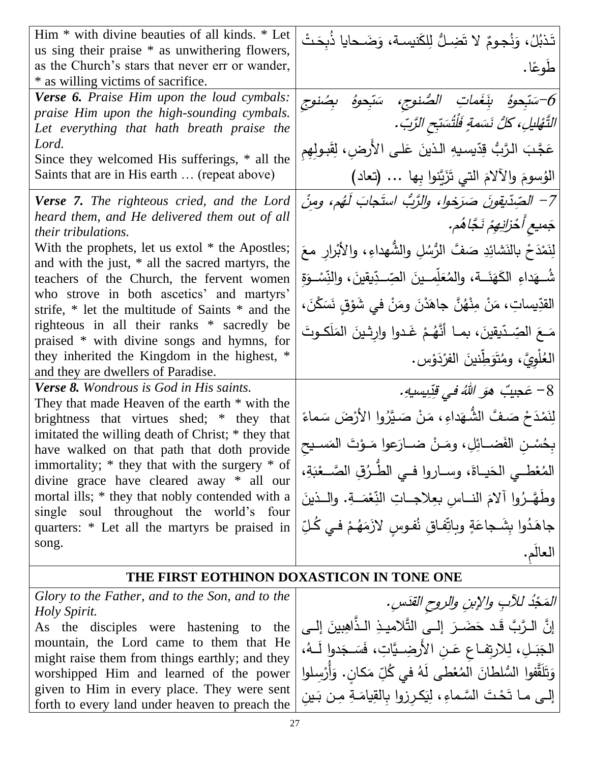| | |
|---|---|
| Him * with divine beauties of all kinds. * Let us sing their praise * as unwithering flowers, as the Church's stars that never err or wander, * as willing victims of sacrifice. | تَذبُلُ، وَنُجومٌ لا تَضِلُّ لِلكَنيسةِ، وَضَحايا ذُبِحَتْ طَوعًا. |
| ***Verse 6.*** *Praise Him upon the loud cymbals: praise Him upon the high-sounding cymbals. Let everything that hath breath praise the Lord.*<br>Since they welcomed His sufferings, * all the Saints that are in His earth … (repeat above) | *6-سَبِّحوهُ بِنَغَماتِ الصُّنوجِ، سَبِّحوهُ بِصُنوجِ التَّهْليلِ، كلُّ نَسَمةٍ فَلْتُسَبِّحِ الرَّبّ.*<br>عَجَّبَ الرَّبُّ قِدّيسيهِ الذينَ عَلى الأَرضِ، لِقَبولِهِمِ الوُسومَ والآلامَ التي تَزَيَّنوا بِها ... (تعاد) |
| ***Verse 7.*** *The righteous cried, and the Lord heard them, and He delivered them out of all their tribulations.*<br>With the prophets, let us extol * the Apostles; and with the just, * all the sacred martyrs, the teachers of the Church, the fervent women who strove in both ascetics' and martyrs' strife, * let the multitude of Saints * and the righteous in all their ranks * sacredly be praised * with divine songs and hymns, for they inherited the Kingdom in the highest, * and they are dwellers of Paradise. | *7- الصِّدّيقونَ صَرَخوا، والرَّبُّ استَجابَ لَهُم، ومِنْ جَميعِ أَحْزانِهِمْ نَجَّاهُم.*<br>لِنَمْدَحْ بالنَشائِدِ صَفَّ الرُّسُلِ والشُّهداءِ، والأبْرارِ معَ شُهَداءِ الكَهَنَةِ، والمُعَلِّمينَ الصِّدِّيقينَ، والنِّسْوَةِ القدّيساتِ، مَنْ مِنْهُنَّ جاهَدْنَ ومَنْ في شَوْقٍ نَسَكْنَ، مَعَ الصِّدّيقينَ، بما أنَّهُمْ غَدوا وارِثينَ المَلَكوتَ العُلْوِيَّ، ومُتَوَطِّنينَ الفِرْدَوْس. |
| ***Verse 8.*** *Wondrous is God in His saints.*<br>They that made Heaven of the earth * with the brightness that virtues shed; * they that imitated the willing death of Christ; * they that have walked on that path that doth provide immortality; * they that with the surgery * of divine grace have cleared away * all our mortal ills; * they that nobly contended with a single soul throughout the world's four quarters: * Let all the martyrs be praised in song. | *8- عَجيبٌ هوَ اللهُ في قِدّيسيهِ.*<br>لِنَمْدَحْ صَفَّ الشُّهَداءِ، مَنْ صَيَّرُوا الأرْضَ سَماءً بِحُسْنِ الفَضائِلِ، ومَنْ ضارَعوا مَوْتَ المَسيحِ المُعْطي الحَياةَ، وساروا في الطُّرُقِ الصَّعْبَةِ، وطَهَّرُوا آلامَ الناسِ بعِلاجاتِ النِّعْمَةِ. والذينَ جاهَدُوا بِشَجاعَةٍ وباتِّفاقِ نُفوسٍ لازَمَهُمْ في كُلِّ العالَمِ. |

**THE FIRST EOTHINON DOXASTICON IN TONE ONE**

| | |
|---|---|
| *Glory to the Father, and to the Son, and to the Holy Spirit.*<br>As the disciples were hastening to the mountain, the Lord came to them that He might raise them from things earthly; and they worshipped Him and learned of the power given to Him in every place. They were sent forth to every land under heaven to preach the | *المَجْدُ للآبِ والإبنِ والروحِ القدس.*<br>إنَّ الرَّبَّ قَد حَضَرَ إلى التَّلاميذِ الذَّاهِبينَ إلى الجَبَلِ، لِلارتِفاعِ عَنِ الأَرضِيَّاتِ، فَسَجَدوا لَهُ، وَتَلَقَّفوا السُّلطانَ المُعْطى لَهُ في كُلِّ مَكانٍ. وَأُرْسِلوا إلى ما تَحْتَ السَّماءِ، لِيَكرِزوا بِالقِيامَةِ مِن بَينِ |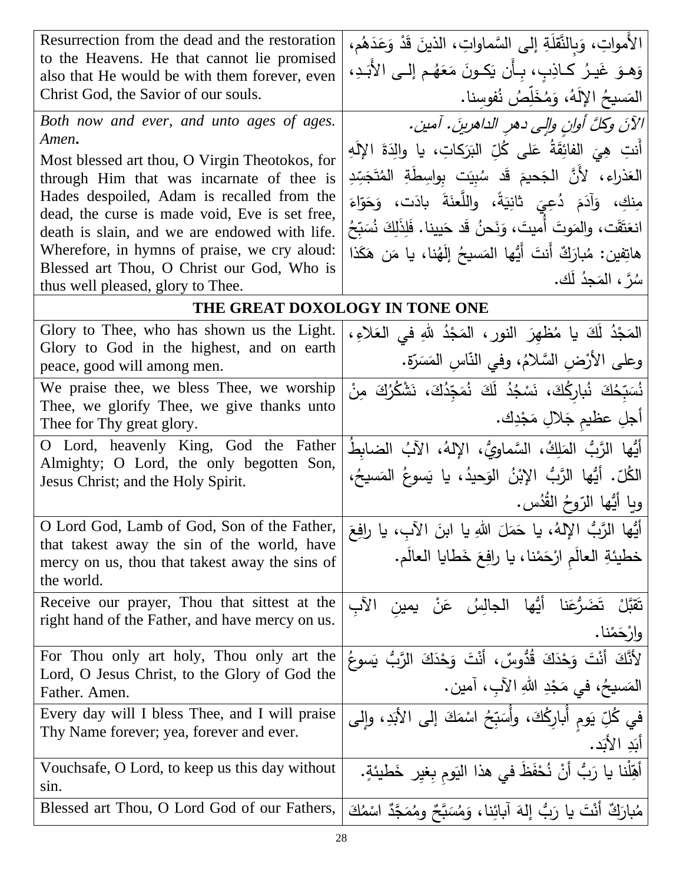| Resurrection from the dead and the restoration to the Heavens. He that cannot lie promised also that He would be with them forever, even Christ God, the Savior of our souls. | الأَمواتِ، وَبِالنَّقلَةِ إلى السَّماواتِ، الذينَ قَدْ وَعَدَهُم، وَهوَ غَيرُ كاذِبٍ، بِأَن يَكونَ مَعَهُم إلى الأَبَدِ، المَسيحُ الإلَهُ، وَمُخَلِّصُ نُفوسِنا. |
|---|---|
| *Both now and ever, and unto ages of ages. Amen.* Most blessed art thou, O Virgin Theotokos, for through Him that was incarnate of thee is Hades despoiled, Adam is recalled from the dead, the curse is made void, Eve is set free, death is slain, and we are endowed with life. Wherefore, in hymns of praise, we cry aloud: Blessed art Thou, O Christ our God, Who is thus well pleased, glory to Thee. | *الآنَ وكلَّ أوانٍ وإلى دهرِ الداهرينَ. آمين.* أَنتِ هِيَ الفائِقَةُ عَلى كُلِّ البَرَكاتِ، يا والِدَةَ الإلَهِ العَذراء، لأَنَّ الجَحيمَ قَد سُبِيَت بِواسِطَةِ المُتَجَسِّدِ مِنكِ، وَآدَمَ دُعِيَ ثانِيَةً، واللَّعنَةَ بادَت، وَحَوّاءَ انعَتَقَت، والمَوتَ أُميتَ، وَنَحنُ قَد حَيينا. فَلِذَلِكَ نُسَبِّحُ هاتِفين: مُبارَكٌ أَنتَ أَيُّها المَسيحُ إلَهُنا، يا مَن هَكَذا سُرَّ، المَجدُ لَك. |
| **THE GREAT DOXOLOGY IN TONE ONE** | |
| Glory to Thee, who has shown us the Light. Glory to God in the highest, and on earth peace, good will among men. | المَجْدُ لَكَ يا مُظهِرَ النور، المَجْدُ للهِ في العَلاءِ، وعلى الأرْضِ السَّلامُ، وفي النّاسِ المَسَرّة. |
| We praise thee, we bless Thee, we worship Thee, we glorify Thee, we give thanks unto Thee for Thy great glory. | نُسَبِّحُكَ نُبارِكُكَ، نَسْجُدُ لَكَ نُمَجِّدُكَ، نَشْكُرُكَ مِنْ أجلِ عظيمِ جَلالِ مَجْدِك. |
| O Lord, heavenly King, God the Father Almighty; O Lord, the only begotten Son, Jesus Christ; and the Holy Spirit. | أيُّها الرَّبُّ المَلِكُ، السَّماويُّ، الإلهُ، الآبُ الضابطُ الكُلّ. أيُّها الرَّبُّ الإبْنُ الوَحيدُ، يا يَسوعُ المَسيحُ، ويا أيُّها الرّوحُ القُدُس. |
| O Lord God, Lamb of God, Son of the Father, that takest away the sin of the world, have mercy on us, thou that takest away the sins of the world. | أيُّها الرَّبُّ الإلهُ، يا حَمَلَ اللهِ يا ابنَ الآبِ، يا رافِعَ خطيئةِ العالَمِ ارْحَمْنا، يا رافِعَ خَطايا العالَم. |
| Receive our prayer, Thou that sittest at the right hand of the Father, and have mercy on us. | تَقَبَّلْ تَضَرُّعَنا أيُّها الجالِسُ عَنْ يمينِ الآبِ وارْحَمْنا. |
| For Thou only art holy, Thou only art the Lord, O Jesus Christ, to the Glory of God the Father. Amen. | لأنَّكَ أنْتَ وَحْدَكَ قُدّوسٌ، أنْتَ وَحْدَكَ الرَّبُّ يَسوعُ المَسيحُ، في مَجْدِ اللهِ الآبِ، آمين. |
| Every day will I bless Thee, and I will praise Thy Name forever; yea, forever and ever. | في كُلِّ يَومٍ أُبارِكُكَ، وأُسَبِّحُ اسْمَكَ إلى الأبَدِ، وإلى أبَدِ الأبَد. |
| Vouchsafe, O Lord, to keep us this day without sin. | أَهِّلْنا يا رَبُّ أنْ نُحْفَظَ في هذا اليَومِ بِغيرِ خَطيئةٍ. |
| Blessed art Thou, O Lord God of our Fathers, | مُبارَكٌ أنْتَ يا رَبُّ إلهَ آبائِنا، وَمُسَبَّحٌ ومُمَجَّدٌ اسْمُكَ |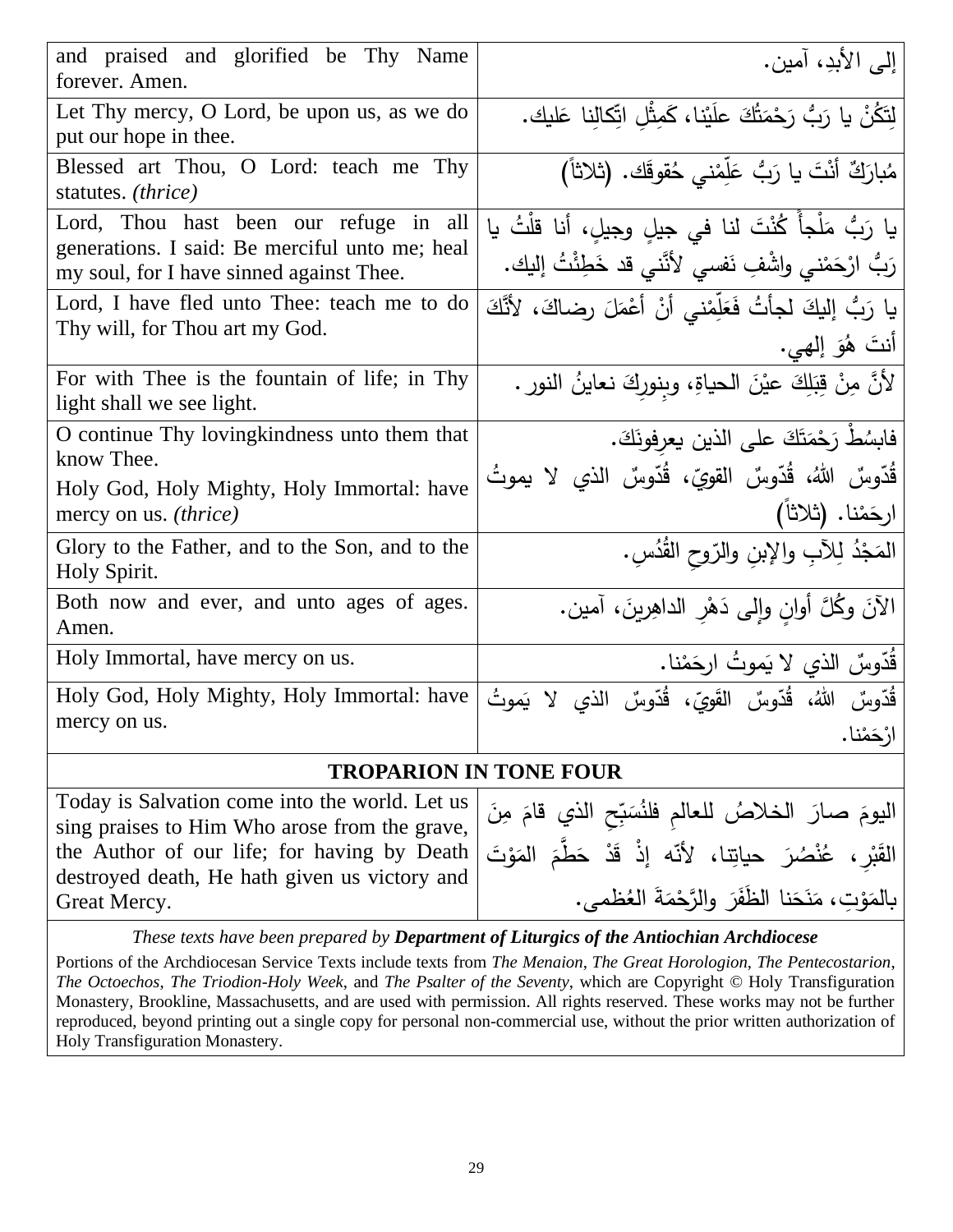| | |
|---|---|
| and praised and glorified be Thy Name forever. Amen. | إلى الأبدِ، آمين. |
| Let Thy mercy, O Lord, be upon us, as we do put our hope in thee. | لِتَكُنْ يا رَبُّ رَحْمَتُكَ علَيْنا، كَمِثْلِ اتِّكالِنا عَليك. |
| Blessed art Thou, O Lord: teach me Thy statutes. *(thrice)* | مُبارَكٌ أَنْتَ يا رَبُّ عَلِّمْني حُقوقَك. (ثلاثاً) |
| Lord, Thou hast been our refuge in all generations. I said: Be merciful unto me; heal my soul, for I have sinned against Thee. | يا رَبُّ مَلْجأً كُنْتَ لنا في جيلٍ وجيلٍ، أنا قلْتُ يا رَبُّ ارْحَمْني واشْفِ نَفسي لأَنَّني قد خَطِئْتُ إليك. |
| Lord, I have fled unto Thee: teach me to do Thy will, for Thou art my God. | يا رَبُّ إليكَ لجأتُ فَعَلِّمْني أنْ أعْمَلَ رضاكَ، لأَنَّكَ أنتَ هُوَ إلهي. |
| For with Thee is the fountain of life; in Thy light shall we see light. | لأَنَّ مِنْ قِبَلِكَ عيْنَ الحياةِ، وبِنورِكَ نعاينُ النور. |
| O continue Thy lovingkindness unto them that know Thee.<br>Holy God, Holy Mighty, Holy Immortal: have mercy on us. *(thrice)* | فابسُطْ رَحْمَتَكَ على الذين يعرِفونَكَ.<br>قُدّوسٌ اللهُ، قُدّوسٌ القويّ، قُدّوسٌ الذي لا يموتُ ارحَمْنا. (ثلاثاً) |
| Glory to the Father, and to the Son, and to the Holy Spirit. | المَجْدُ لِلآبِ والإبنِ والرّوحِ القُدُسِ. |
| Both now and ever, and unto ages of ages. Amen. | الآنَ وكُلَّ أوانٍ وإلى دَهْرِ الداهِرينَ، آمين. |
| Holy Immortal, have mercy on us. | قُدّوسٌ الذي لا يَموتُ ارحَمْنا. |
| Holy God, Holy Mighty, Holy Immortal: have mercy on us. | قُدّوسٌ اللهُ، قُدّوسٌ القَويّ، قُدّوسٌ الذي لا يَموتُ ارْحَمْنا. |
| **TROPARION IN TONE FOUR** | |
| Today is Salvation come into the world. Let us sing praises to Him Who arose from the grave, the Author of our life; for having by Death destroyed death, He hath given us victory and Great Mercy. | اليومَ صارَ الخلاصُ للعالمِ فلنُسَبِّحِ الذي قامَ مِنَ القَبْرِ، عُنْصُرَ حياتِنا، لأنّه إذْ قَدْ حَطَّمَ المَوْتَ بالمَوْتِ، مَنَحَنا الظَفَرَ والرَّحْمَةَ العُظمى. |

*These texts have been prepared by **Department of Liturgics of the Antiochian Archdiocese***

Portions of the Archdiocesan Service Texts include texts from *The Menaion*, *The Great Horologion*, *The Pentecostarion*, *The Octoechos*, *The Triodion-Holy Week*, and *The Psalter of the Seventy*, which are Copyright © Holy Transfiguration Monastery, Brookline, Massachusetts, and are used with permission. All rights reserved. These works may not be further reproduced, beyond printing out a single copy for personal non-commercial use, without the prior written authorization of Holy Transfiguration Monastery.